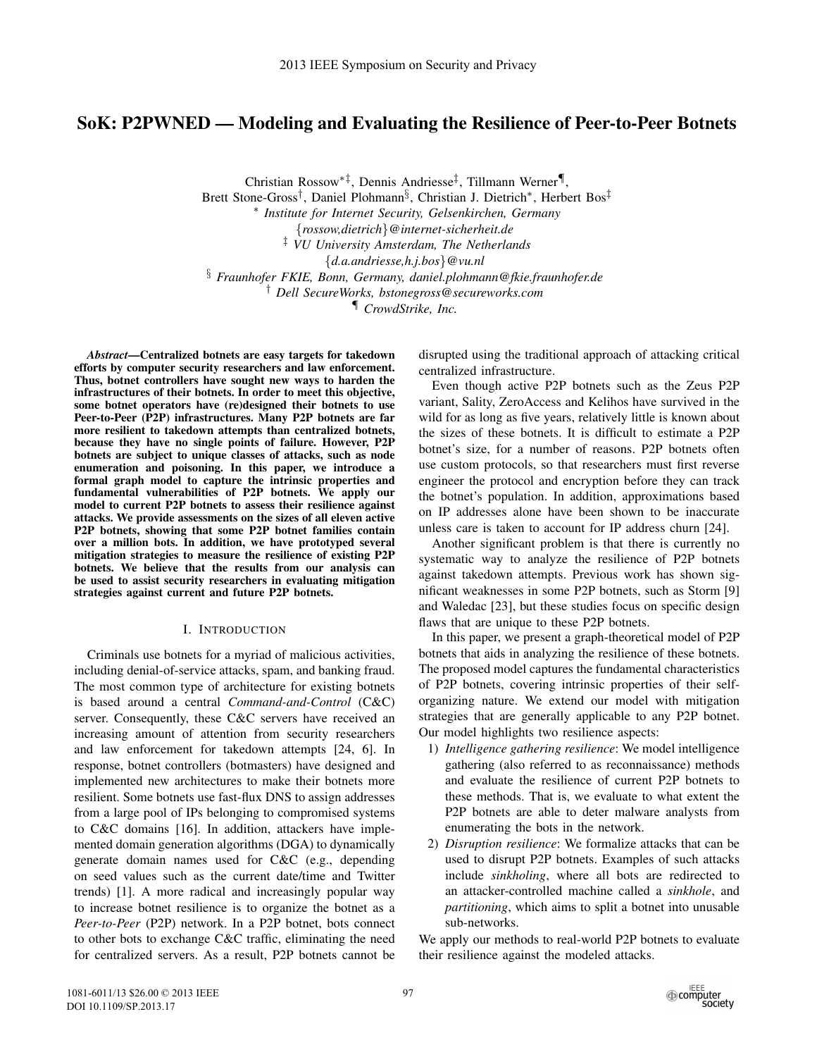# SoK: P2PWNED — Modeling and Evaluating the Resilience of Peer-to-Peer Botnets

Christian Rossow[*‡], Dennis Andriesse[‡], Tillmann Werner[¶],
Brett Stone-Gross[†], Daniel Plohmann[§], Christian J. Dietrich[*], Herbert Bos[‡]

[*] *Institute for Internet Security, Gelsenkirchen, Germany*
*{rossow,dietrich}@internet-sicherheit.de*
[‡] *VU University Amsterdam, The Netherlands*
*{d.a.andriesse,h.j.bos}@vu.nl*
[§] *Fraunhofer FKIE, Bonn, Germany, daniel.plohmann@fkie.fraunhofer.de*
[†] *Dell SecureWorks, bstonegross@secureworks.com*
[¶] *CrowdStrike, Inc.*

***Abstract*—Centralized botnets are easy targets for takedown efforts by computer security researchers and law enforcement. Thus, botnet controllers have sought new ways to harden the infrastructures of their botnets. In order to meet this objective, some botnet operators have (re)designed their botnets to use Peer-to-Peer (P2P) infrastructures. Many P2P botnets are far more resilient to takedown attempts than centralized botnets, because they have no single points of failure. However, P2P botnets are subject to unique classes of attacks, such as node enumeration and poisoning. In this paper, we introduce a formal graph model to capture the intrinsic properties and fundamental vulnerabilities of P2P botnets. We apply our model to current P2P botnets to assess their resilience against attacks. We provide assessments on the sizes of all eleven active P2P botnets, showing that some P2P botnet families contain over a million bots. In addition, we have prototyped several mitigation strategies to measure the resilience of existing P2P botnets. We believe that the results from our analysis can be used to assist security researchers in evaluating mitigation strategies against current and future P2P botnets.**

## I. Introduction

Criminals use botnets for a myriad of malicious activities, including denial-of-service attacks, spam, and banking fraud. The most common type of architecture for existing botnets is based around a central *Command-and-Control* (C&C) server. Consequently, these C&C servers have received an increasing amount of attention from security researchers and law enforcement for takedown attempts [24, 6]. In response, botnet controllers (botmasters) have designed and implemented new architectures to make their botnets more resilient. Some botnets use fast-flux DNS to assign addresses from a large pool of IPs belonging to compromised systems to C&C domains [16]. In addition, attackers have implemented domain generation algorithms (DGA) to dynamically generate domain names used for C&C (e.g., depending on seed values such as the current date/time and Twitter trends) [1]. A more radical and increasingly popular way to increase botnet resilience is to organize the botnet as a *Peer-to-Peer* (P2P) network. In a P2P botnet, bots connect to other bots to exchange C&C traffic, eliminating the need for centralized servers. As a result, P2P botnets cannot be disrupted using the traditional approach of attacking critical centralized infrastructure.

Even though active P2P botnets such as the Zeus P2P variant, Sality, ZeroAccess and Kelihos have survived in the wild for as long as five years, relatively little is known about the sizes of these botnets. It is difficult to estimate a P2P botnet's size, for a number of reasons. P2P botnets often use custom protocols, so that researchers must first reverse engineer the protocol and encryption before they can track the botnet's population. In addition, approximations based on IP addresses alone have been shown to be inaccurate unless care is taken to account for IP address churn [24].

Another significant problem is that there is currently no systematic way to analyze the resilience of P2P botnets against takedown attempts. Previous work has shown significant weaknesses in some P2P botnets, such as Storm [9] and Waledac [23], but these studies focus on specific design flaws that are unique to these P2P botnets.

In this paper, we present a graph-theoretical model of P2P botnets that aids in analyzing the resilience of these botnets. The proposed model captures the fundamental characteristics of P2P botnets, covering intrinsic properties of their self-organizing nature. We extend our model with mitigation strategies that are generally applicable to any P2P botnet. Our model highlights two resilience aspects:

1) *Intelligence gathering resilience*: We model intelligence gathering (also referred to as reconnaissance) methods and evaluate the resilience of current P2P botnets to these methods. That is, we evaluate to what extent the P2P botnets are able to deter malware analysts from enumerating the bots in the network.
2) *Disruption resilience*: We formalize attacks that can be used to disrupt P2P botnets. Examples of such attacks include *sinkholing*, where all bots are redirected to an attacker-controlled machine called a *sinkhole*, and *partitioning*, which aims to split a botnet into unusable sub-networks.

We apply our methods to real-world P2P botnets to evaluate their resilience against the modeled attacks.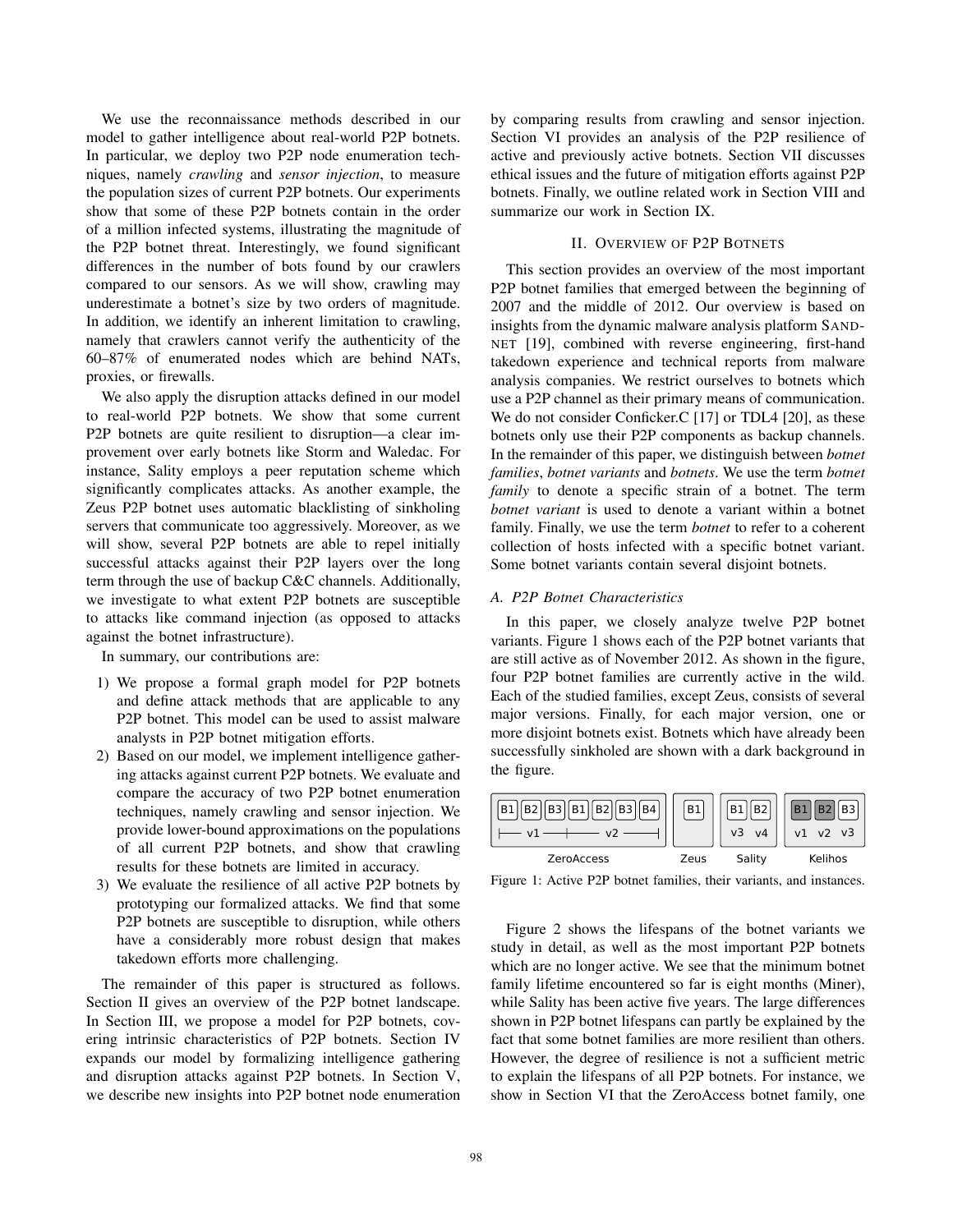We use the reconnaissance methods described in our model to gather intelligence about real-world P2P botnets. In particular, we deploy two P2P node enumeration techniques, namely *crawling* and *sensor injection*, to measure the population sizes of current P2P botnets. Our experiments show that some of these P2P botnets contain in the order of a million infected systems, illustrating the magnitude of the P2P botnet threat. Interestingly, we found significant differences in the number of bots found by our crawlers compared to our sensors. As we will show, crawling may underestimate a botnet's size by two orders of magnitude. In addition, we identify an inherent limitation to crawling, namely that crawlers cannot verify the authenticity of the 60–87% of enumerated nodes which are behind NATs, proxies, or firewalls.

We also apply the disruption attacks defined in our model to real-world P2P botnets. We show that some current P2P botnets are quite resilient to disruption—a clear improvement over early botnets like Storm and Waledac. For instance, Sality employs a peer reputation scheme which significantly complicates attacks. As another example, the Zeus P2P botnet uses automatic blacklisting of sinkholing servers that communicate too aggressively. Moreover, as we will show, several P2P botnets are able to repel initially successful attacks against their P2P layers over the long term through the use of backup C&C channels. Additionally, we investigate to what extent P2P botnets are susceptible to attacks like command injection (as opposed to attacks against the botnet infrastructure).

In summary, our contributions are:

1) We propose a formal graph model for P2P botnets and define attack methods that are applicable to any P2P botnet. This model can be used to assist malware analysts in P2P botnet mitigation efforts.
2) Based on our model, we implement intelligence gathering attacks against current P2P botnets. We evaluate and compare the accuracy of two P2P botnet enumeration techniques, namely crawling and sensor injection. We provide lower-bound approximations on the populations of all current P2P botnets, and show that crawling results for these botnets are limited in accuracy.
3) We evaluate the resilience of all active P2P botnets by prototyping our formalized attacks. We find that some P2P botnets are susceptible to disruption, while others have a considerably more robust design that makes takedown efforts more challenging.

The remainder of this paper is structured as follows. Section II gives an overview of the P2P botnet landscape. In Section III, we propose a model for P2P botnets, covering intrinsic characteristics of P2P botnets. Section IV expands our model by formalizing intelligence gathering and disruption attacks against P2P botnets. In Section V, we describe new insights into P2P botnet node enumeration by comparing results from crawling and sensor injection. Section VI provides an analysis of the P2P resilience of active and previously active botnets. Section VII discusses ethical issues and the future of mitigation efforts against P2P botnets. Finally, we outline related work in Section VIII and summarize our work in Section IX.

## II. Overview of P2P Botnets

This section provides an overview of the most important P2P botnet families that emerged between the beginning of 2007 and the middle of 2012. Our overview is based on insights from the dynamic malware analysis platform SANDNET [19], combined with reverse engineering, first-hand takedown experience and technical reports from malware analysis companies. We restrict ourselves to botnets which use a P2P channel as their primary means of communication. We do not consider Conficker.C [17] or TDL4 [20], as these botnets only use their P2P components as backup channels. In the remainder of this paper, we distinguish between *botnet families*, *botnet variants* and *botnets*. We use the term *botnet family* to denote a specific strain of a botnet. The term *botnet variant* is used to denote a variant within a botnet family. Finally, we use the term *botnet* to refer to a coherent collection of hosts infected with a specific botnet variant. Some botnet variants contain several disjoint botnets.

### A. P2P Botnet Characteristics

In this paper, we closely analyze twelve P2P botnet variants. Figure 1 shows each of the P2P botnet variants that are still active as of November 2012. As shown in the figure, four P2P botnet families are currently active in the wild. Each of the studied families, except Zeus, consists of several major versions. Finally, for each major version, one or more disjoint botnets exist. Botnets which have already been successfully sinkholed are shown with a dark background in the figure.

| ZeroAccess | | | | | | | Zeus | Sality | | Kelihos | | |
|---|---|---|---|---|---|---|---|---|---|---|---|---|
| B1 | B2 | B3 | B1 | B2 | B3 | B4 | B1 | B1 | B2 | B1 | B2 | B3 |
| v1 | | | v2 | | | | | v3 | v4 | v1 | v2 | v3 |

Figure 1: Active P2P botnet families, their variants, and instances.

Figure 2 shows the lifespans of the botnet variants we study in detail, as well as the most important P2P botnets which are no longer active. We see that the minimum botnet family lifetime encountered so far is eight months (Miner), while Sality has been active five years. The large differences shown in P2P botnet lifespans can partly be explained by the fact that some botnet families are more resilient than others. However, the degree of resilience is not a sufficient metric to explain the lifespans of all P2P botnets. For instance, we show in Section VI that the ZeroAccess botnet family, one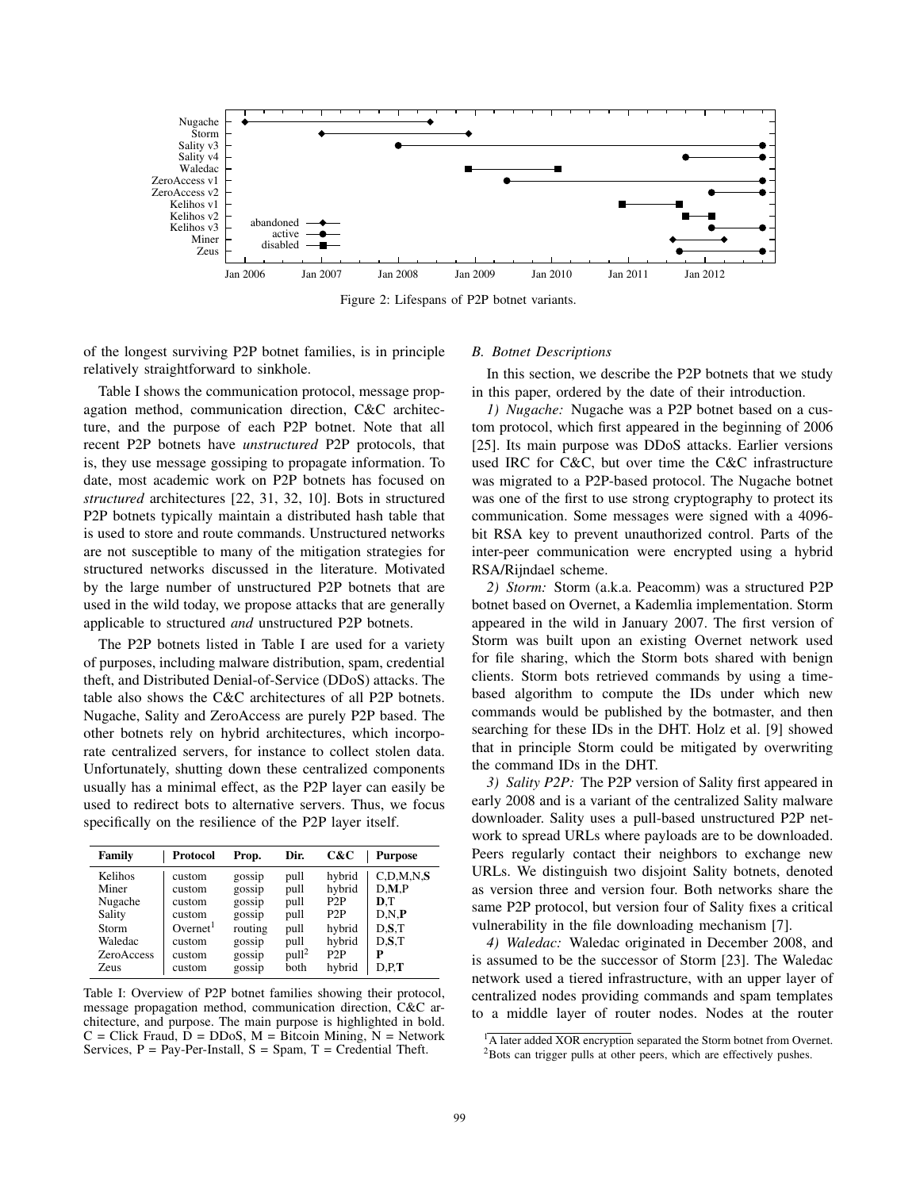Figure 2: Lifespans of P2P botnet variants.

of the longest surviving P2P botnet families, is in principle relatively straightforward to sinkhole.

Table I shows the communication protocol, message propagation method, communication direction, C&C architecture, and the purpose of each P2P botnet. Note that all recent P2P botnets have *unstructured* P2P protocols, that is, they use message gossiping to propagate information. To date, most academic work on P2P botnets has focused on *structured* architectures [22, 31, 32, 10]. Bots in structured P2P botnets typically maintain a distributed hash table that is used to store and route commands. Unstructured networks are not susceptible to many of the mitigation strategies for structured networks discussed in the literature. Motivated by the large number of unstructured P2P botnets that are used in the wild today, we propose attacks that are generally applicable to structured *and* unstructured P2P botnets.

The P2P botnets listed in Table I are used for a variety of purposes, including malware distribution, spam, credential theft, and Distributed Denial-of-Service (DDoS) attacks. The table also shows the C&C architectures of all P2P botnets. Nugache, Sality and ZeroAccess are purely P2P based. The other botnets rely on hybrid architectures, which incorporate centralized servers, for instance to collect stolen data. Unfortunately, shutting down these centralized components usually has a minimal effect, as the P2P layer can easily be used to redirect bots to alternative servers. Thus, we focus specifically on the resilience of the P2P layer itself.

| Family | Protocol | Prop. | Dir. | C&C | Purpose |
|---|---|---|---|---|---|
| Kelihos | custom | gossip | pull | hybrid | C,D,M,N,**S** |
| Miner | custom | gossip | pull | hybrid | D,**M**,P |
| Nugache | custom | gossip | pull | P2P | **D**,T |
| Sality | custom | gossip | pull | P2P | D,N,**P** |
| Storm | Overnet[1] | routing | pull | hybrid | D,**S**,T |
| Waledac | custom | gossip | pull | hybrid | D,**S**,T |
| ZeroAccess | custom | gossip | pull[2] | P2P | **P** |
| Zeus | custom | gossip | both | hybrid | D,P,**T** |

Table I: Overview of P2P botnet families showing their protocol, message propagation method, communication direction, C&C architecture, and purpose. The main purpose is highlighted in bold. C = Click Fraud, D = DDoS, M = Bitcoin Mining, N = Network Services, P = Pay-Per-Install, S = Spam, T = Credential Theft.

### B. Botnet Descriptions

In this section, we describe the P2P botnets that we study in this paper, ordered by the date of their introduction.

*1) Nugache:* Nugache was a P2P botnet based on a custom protocol, which first appeared in the beginning of 2006 [25]. Its main purpose was DDoS attacks. Earlier versions used IRC for C&C, but over time the C&C infrastructure was migrated to a P2P-based protocol. The Nugache botnet was one of the first to use strong cryptography to protect its communication. Some messages were signed with a 4096-bit RSA key to prevent unauthorized control. Parts of the inter-peer communication were encrypted using a hybrid RSA/Rijndael scheme.

*2) Storm:* Storm (a.k.a. Peacomm) was a structured P2P botnet based on Overnet, a Kademlia implementation. Storm appeared in the wild in January 2007. The first version of Storm was built upon an existing Overnet network used for file sharing, which the Storm bots shared with benign clients. Storm bots retrieved commands by using a time-based algorithm to compute the IDs under which new commands would be published by the botmaster, and then searching for these IDs in the DHT. Holz et al. [9] showed that in principle Storm could be mitigated by overwriting the command IDs in the DHT.

*3) Sality P2P:* The P2P version of Sality first appeared in early 2008 and is a variant of the centralized Sality malware downloader. Sality uses a pull-based unstructured P2P network to spread URLs where payloads are to be downloaded. Peers regularly contact their neighbors to exchange new URLs. We distinguish two disjoint Sality botnets, denoted as version three and version four. Both networks share the same P2P protocol, but version four of Sality fixes a critical vulnerability in the file downloading mechanism [7].

*4) Waledac:* Waledac originated in December 2008, and is assumed to be the successor of Storm [23]. The Waledac network used a tiered infrastructure, with an upper layer of centralized nodes providing commands and spam templates to a middle layer of router nodes. Nodes at the router

[1] A later added XOR encryption separated the Storm botnet from Overnet.

[2] Bots can trigger pulls at other peers, which are effectively pushes.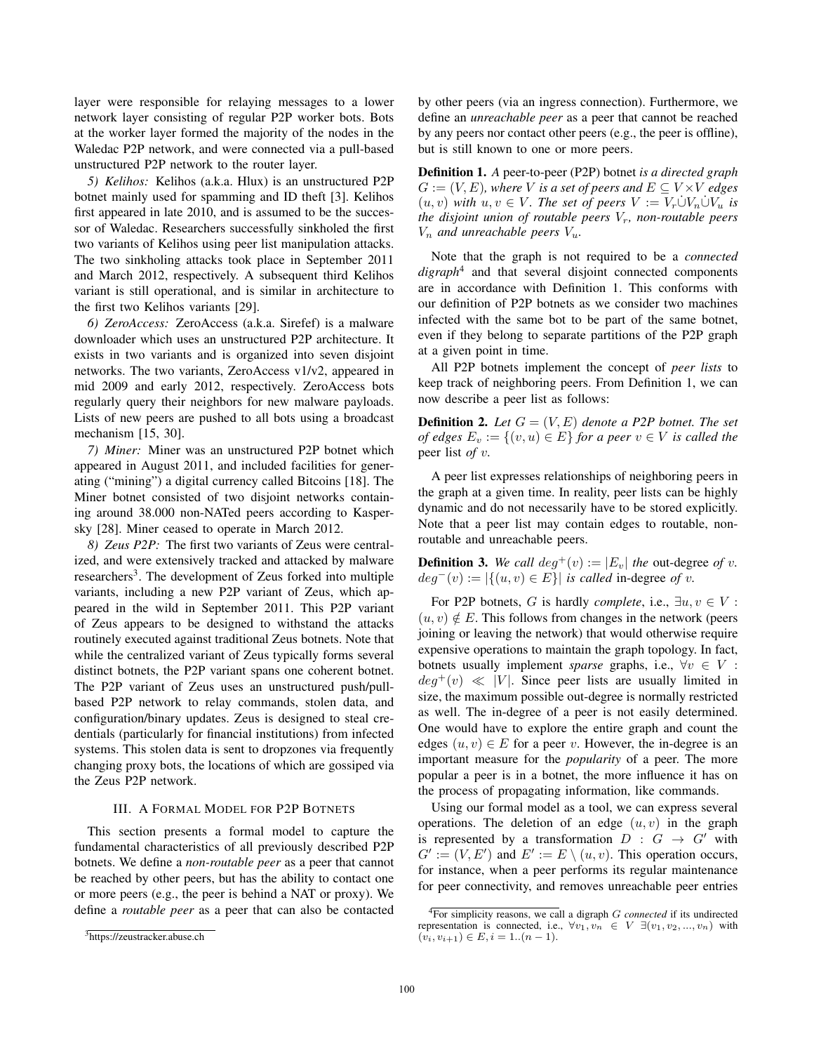layer were responsible for relaying messages to a lower network layer consisting of regular P2P worker bots. Bots at the worker layer formed the majority of the nodes in the Waledac P2P network, and were connected via a pull-based unstructured P2P network to the router layer.

*5) Kelihos:* Kelihos (a.k.a. Hlux) is an unstructured P2P botnet mainly used for spamming and ID theft [3]. Kelihos first appeared in late 2010, and is assumed to be the successor of Waledac. Researchers successfully sinkholed the first two variants of Kelihos using peer list manipulation attacks. The two sinkholing attacks took place in September 2011 and March 2012, respectively. A subsequent third Kelihos variant is still operational, and is similar in architecture to the first two Kelihos variants [29].

*6) ZeroAccess:* ZeroAccess (a.k.a. Sirefef) is a malware downloader which uses an unstructured P2P architecture. It exists in two variants and is organized into seven disjoint networks. The two variants, ZeroAccess v1/v2, appeared in mid 2009 and early 2012, respectively. ZeroAccess bots regularly query their neighbors for new malware payloads. Lists of new peers are pushed to all bots using a broadcast mechanism [15, 30].

*7) Miner:* Miner was an unstructured P2P botnet which appeared in August 2011, and included facilities for generating ("mining") a digital currency called Bitcoins [18]. The Miner botnet consisted of two disjoint networks containing around 38.000 non-NATed peers according to Kaspersky [28]. Miner ceased to operate in March 2012.

*8) Zeus P2P:* The first two variants of Zeus were centralized, and were extensively tracked and attacked by malware researchers[3]. The development of Zeus forked into multiple variants, including a new P2P variant of Zeus, which appeared in the wild in September 2011. This P2P variant of Zeus appears to be designed to withstand the attacks routinely executed against traditional Zeus botnets. Note that while the centralized variant of Zeus typically forms several distinct botnets, the P2P variant spans one coherent botnet. The P2P variant of Zeus uses an unstructured push/pull-based P2P network to relay commands, stolen data, and configuration/binary updates. Zeus is designed to steal credentials (particularly for financial institutions) from infected systems. This stolen data is sent to dropzones via frequently changing proxy bots, the locations of which are gossiped via the Zeus P2P network.

## III. A Formal Model for P2P Botnets

This section presents a formal model to capture the fundamental characteristics of all previously described P2P botnets. We define a *non-routable peer* as a peer that cannot be reached by other peers, but has the ability to contact one or more peers (e.g., the peer is behind a NAT or proxy). We define a *routable peer* as a peer that can also be contacted by other peers (via an ingress connection). Furthermore, we define an *unreachable peer* as a peer that cannot be reached by any peers nor contact other peers (e.g., the peer is offline), but is still known to one or more peers.

**Definition 1.** *A* peer-to-peer (P2P) botnet *is a directed graph $G := (V, E)$, where $V$ is a set of peers and $E \subseteq V \times V$ edges $(u, v)$ with $u, v \in V$. The set of peers $V := V_r \dot\cup V_n \dot\cup V_u$ is the disjoint union of routable peers $V_r$, non-routable peers $V_n$ and unreachable peers $V_u$.*

Note that the graph is not required to be a *connected digraph*[4] and that several disjoint connected components are in accordance with Definition 1. This conforms with our definition of P2P botnets as we consider two machines infected with the same bot to be part of the same botnet, even if they belong to separate partitions of the P2P graph at a given point in time.

All P2P botnets implement the concept of *peer lists* to keep track of neighboring peers. From Definition 1, we can now describe a peer list as follows:

**Definition 2.** *Let $G = (V, E)$ denote a P2P botnet. The set of edges $E_v := \{(v, u) \in E\}$ for a peer $v \in V$ is called the* peer list *of $v$.*

A peer list expresses relationships of neighboring peers in the graph at a given time. In reality, peer lists can be highly dynamic and do not necessarily have to be stored explicitly. Note that a peer list may contain edges to routable, non-routable and unreachable peers.

**Definition 3.** *We call $deg^+(v) := |E_v|$ the* out-degree *of $v$. $deg^-(v) := |\{(u, v) \in E\}|$ is called* in-degree *of $v$.*

For P2P botnets, $G$ is hardly *complete*, i.e., $\exists u, v \in V : (u, v) \notin E$. This follows from changes in the network (peers joining or leaving the network) that would otherwise require expensive operations to maintain the graph topology. In fact, botnets usually implement *sparse* graphs, i.e., $\forall v \in V : deg^+(v) \ll |V|$. Since peer lists are usually limited in size, the maximum possible out-degree is normally restricted as well. The in-degree of a peer is not easily determined. One would have to explore the entire graph and count the edges $(u, v) \in E$ for a peer $v$. However, the in-degree is an important measure for the *popularity* of a peer. The more popular a peer is in a botnet, the more influence it has on the process of propagating information, like commands.

Using our formal model as a tool, we can express several operations. The deletion of an edge $(u, v)$ in the graph is represented by a transformation $D : G \rightarrow G'$ with $G' := (V, E')$ and $E' := E \setminus (u, v)$. This operation occurs, for instance, when a peer performs its regular maintenance for peer connectivity, and removes unreachable peer entries

[3] https://zeustracker.abuse.ch

[4] For simplicity reasons, we call a digraph $G$ *connected* if its undirected representation is connected, i.e., $\forall v_1, v_n \in V \; \exists (v_1, v_2, ..., v_n)$ with $(v_i, v_{i+1}) \in E, i = 1..(n-1)$.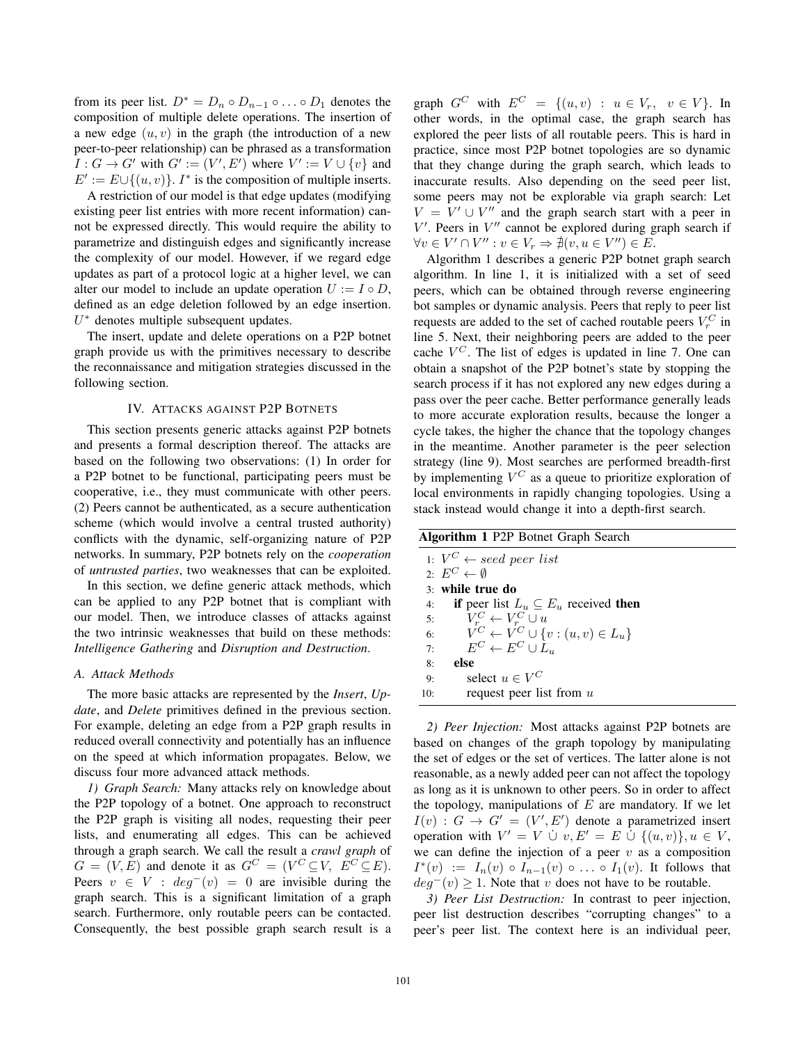from its peer list. $D^* = D_n \circ D_{n-1} \circ \ldots \circ D_1$ denotes the composition of multiple delete operations. The insertion of a new edge $(u, v)$ in the graph (the introduction of a new peer-to-peer relationship) can be phrased as a transformation $I : G \to G'$ with $G' := (V', E')$ where $V' := V \cup \{v\}$ and $E' := E \cup \{(u, v)\}$. $I^*$ is the composition of multiple inserts.

A restriction of our model is that edge updates (modifying existing peer list entries with more recent information) cannot be expressed directly. This would require the ability to parametrize and distinguish edges and significantly increase the complexity of our model. However, if we regard edge updates as part of a protocol logic at a higher level, we can alter our model to include an update operation $U := I \circ D$, defined as an edge deletion followed by an edge insertion. $U^*$ denotes multiple subsequent updates.

The insert, update and delete operations on a P2P botnet graph provide us with the primitives necessary to describe the reconnaissance and mitigation strategies discussed in the following section.

## IV. Attacks against P2P Botnets

This section presents generic attacks against P2P botnets and presents a formal description thereof. The attacks are based on the following two observations: (1) In order for a P2P botnet to be functional, participating peers must be cooperative, i.e., they must communicate with other peers. (2) Peers cannot be authenticated, as a secure authentication scheme (which would involve a central trusted authority) conflicts with the dynamic, self-organizing nature of P2P networks. In summary, P2P botnets rely on the *cooperation* of *untrusted parties*, two weaknesses that can be exploited.

In this section, we define generic attack methods, which can be applied to any P2P botnet that is compliant with our model. Then, we introduce classes of attacks against the two intrinsic weaknesses that build on these methods: *Intelligence Gathering* and *Disruption and Destruction*.

### A. Attack Methods

The more basic attacks are represented by the *Insert*, *Update*, and *Delete* primitives defined in the previous section. For example, deleting an edge from a P2P graph results in reduced overall connectivity and potentially has an influence on the speed at which information propagates. Below, we discuss four more advanced attack methods.

*1) Graph Search:* Many attacks rely on knowledge about the P2P topology of a botnet. One approach to reconstruct the P2P graph is visiting all nodes, requesting their peer lists, and enumerating all edges. This can be achieved through a graph search. We call the result a *crawl graph* of $G = (V, E)$ and denote it as $G^C = (V^C \subseteq V,\ E^C \subseteq E)$. Peers $v \in V : deg^-(v) = 0$ are invisible during the graph search. This is a significant limitation of a graph search. Furthermore, only routable peers can be contacted. Consequently, the best possible graph search result is a graph $G^C$ with $E^C = \{(u, v) : u \in V_r,\ v \in V\}$. In other words, in the optimal case, the graph search has explored the peer lists of all routable peers. This is hard in practice, since most P2P botnet topologies are so dynamic that they change during the graph search, which leads to inaccurate results. Also depending on the seed peer list, some peers may not be explorable via graph search: Let $V = V' \cup V''$ and the graph search start with a peer in $V'$. Peers in $V''$ cannot be explored during graph search if $\forall v \in V' \cap V'' : v \in V_r \Rightarrow \nexists (v, u \in V'') \in E$.

Algorithm 1 describes a generic P2P botnet graph search algorithm. In line 1, it is initialized with a set of seed peers, which can be obtained through reverse engineering bot samples or dynamic analysis. Peers that reply to peer list requests are added to the set of cached routable peers $V_r^C$ in line 5. Next, their neighboring peers are added to the peer cache $V^C$. The list of edges is updated in line 7. One can obtain a snapshot of the P2P botnet's state by stopping the search process if it has not explored any new edges during a pass over the peer cache. Better performance generally leads to more accurate exploration results, because the longer a cycle takes, the higher the chance that the topology changes in the meantime. Another parameter is the peer selection strategy (line 9). Most searches are performed breadth-first by implementing $V^C$ as a queue to prioritize exploration of local environments in rapidly changing topologies. Using a stack instead would change it into a depth-first search.

**Algorithm 1** P2P Botnet Graph Search

```
1:  V^C ← seed peer list
2:  E^C ← ∅
3:  while true do
4:      if peer list L_u ⊆ E_u received then
5:          V_r^C ← V_r^C ∪ u
6:          V^C ← V^C ∪ {v : (u, v) ∈ L_u}
7:          E^C ← E^C ∪ L_u
8:      else
9:          select u ∈ V^C
10:         request peer list from u
```

*2) Peer Injection:* Most attacks against P2P botnets are based on changes of the graph topology by manipulating the set of edges or the set of vertices. The latter alone is not reasonable, as a newly added peer can not affect the topology as long as it is unknown to other peers. So in order to affect the topology, manipulations of $E$ are mandatory. If we let $I(v) : G \to G' = (V', E')$ denote a parametrized insert operation with $V' = V \mathbin{\dot\cup} v, E' = E \mathbin{\dot\cup} \{(u, v)\}, u \in V$, we can define the injection of a peer $v$ as a composition $I^*(v) := I_n(v) \circ I_{n-1}(v) \circ \ldots \circ I_1(v)$. It follows that $deg^-(v) \geq 1$. Note that $v$ does not have to be routable.

*3) Peer List Destruction:* In contrast to peer injection, peer list destruction describes "corrupting changes" to a peer's peer list. The context here is an individual peer,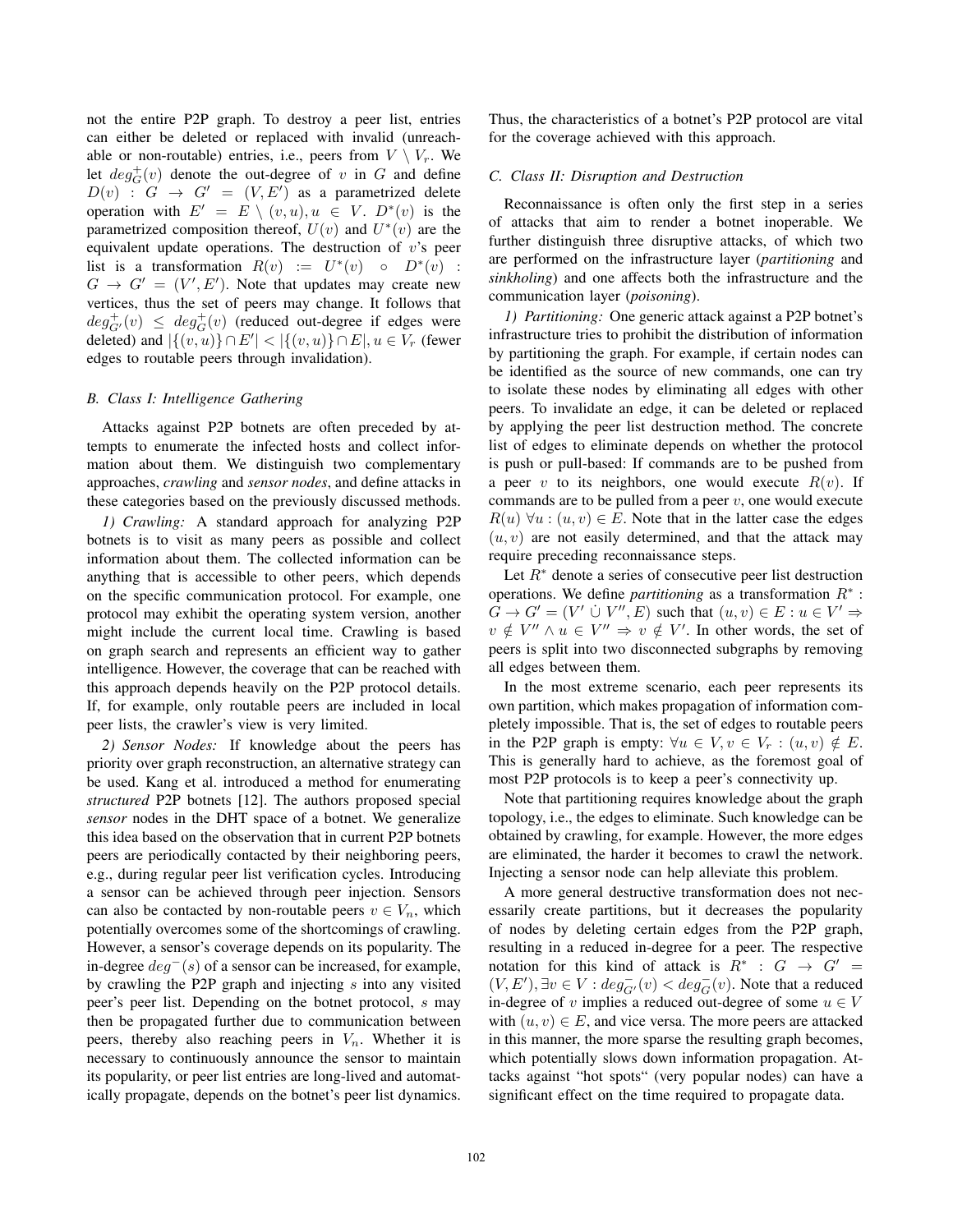not the entire P2P graph. To destroy a peer list, entries can either be deleted or replaced with invalid (unreachable or non-routable) entries, i.e., peers from $V \setminus V_r$. We let $deg^+_G(v)$ denote the out-degree of $v$ in $G$ and define $D(v) : G \rightarrow G' = (V, E')$ as a parametrized delete operation with $E' = E \setminus (v, u), u \in V$. $D^*(v)$ is the parametrized composition thereof, $U(v)$ and $U^*(v)$ are the equivalent update operations. The destruction of $v$'s peer list is a transformation $R(v) := U^*(v) \circ D^*(v) : G \rightarrow G' = (V', E')$. Note that updates may create new vertices, thus the set of peers may change. It follows that $deg^+_{G'}(v) \leq deg^+_G(v)$ (reduced out-degree if edges were deleted) and $|\{(v, u)\} \cap E'| < |\{(v, u)\} \cap E|, u \in V_r$ (fewer edges to routable peers through invalidation).

### B. Class I: Intelligence Gathering

Attacks against P2P botnets are often preceded by attempts to enumerate the infected hosts and collect information about them. We distinguish two complementary approaches, *crawling* and *sensor nodes*, and define attacks in these categories based on the previously discussed methods.

*1) Crawling:* A standard approach for analyzing P2P botnets is to visit as many peers as possible and collect information about them. The collected information can be anything that is accessible to other peers, which depends on the specific communication protocol. For example, one protocol may exhibit the operating system version, another might include the current local time. Crawling is based on graph search and represents an efficient way to gather intelligence. However, the coverage that can be reached with this approach depends heavily on the P2P protocol details. If, for example, only routable peers are included in local peer lists, the crawler's view is very limited.

*2) Sensor Nodes:* If knowledge about the peers has priority over graph reconstruction, an alternative strategy can be used. Kang et al. introduced a method for enumerating *structured* P2P botnets [12]. The authors proposed special *sensor* nodes in the DHT space of a botnet. We generalize this idea based on the observation that in current P2P botnets peers are periodically contacted by their neighboring peers, e.g., during regular peer list verification cycles. Introducing a sensor can be achieved through peer injection. Sensors can also be contacted by non-routable peers $v \in V_n$, which potentially overcomes some of the shortcomings of crawling. However, a sensor's coverage depends on its popularity. The in-degree $deg^-(s)$ of a sensor can be increased, for example, by crawling the P2P graph and injecting $s$ into any visited peer's peer list. Depending on the botnet protocol, $s$ may then be propagated further due to communication between peers, thereby also reaching peers in $V_n$. Whether it is necessary to continuously announce the sensor to maintain its popularity, or peer list entries are long-lived and automatically propagate, depends on the botnet's peer list dynamics. Thus, the characteristics of a botnet's P2P protocol are vital for the coverage achieved with this approach.

### C. Class II: Disruption and Destruction

Reconnaissance is often only the first step in a series of attacks that aim to render a botnet inoperable. We further distinguish three disruptive attacks, of which two are performed on the infrastructure layer (*partitioning* and *sinkholing*) and one affects both the infrastructure and the communication layer (*poisoning*).

*1) Partitioning:* One generic attack against a P2P botnet's infrastructure tries to prohibit the distribution of information by partitioning the graph. For example, if certain nodes can be identified as the source of new commands, one can try to isolate these nodes by eliminating all edges with other peers. To invalidate an edge, it can be deleted or replaced by applying the peer list destruction method. The concrete list of edges to eliminate depends on whether the protocol is push or pull-based: If commands are to be pushed from a peer $v$ to its neighbors, one would execute $R(v)$. If commands are to be pulled from a peer $v$, one would execute $R(u)\ \forall u : (u, v) \in E$. Note that in the latter case the edges $(u, v)$ are not easily determined, and that the attack may require preceding reconnaissance steps.

Let $R^*$ denote a series of consecutive peer list destruction operations. We define *partitioning* as a transformation $R^* : G \rightarrow G' = (V' \mathbin{\dot\cup} V'', E)$ such that $(u, v) \in E : u \in V' \Rightarrow v \notin V'' \wedge u \in V'' \Rightarrow v \notin V'$. In other words, the set of peers is split into two disconnected subgraphs by removing all edges between them.

In the most extreme scenario, each peer represents its own partition, which makes propagation of information completely impossible. That is, the set of edges to routable peers in the P2P graph is empty: $\forall u \in V, v \in V_r : (u, v) \notin E$. This is generally hard to achieve, as the foremost goal of most P2P protocols is to keep a peer's connectivity up.

Note that partitioning requires knowledge about the graph topology, i.e., the edges to eliminate. Such knowledge can be obtained by crawling, for example. However, the more edges are eliminated, the harder it becomes to crawl the network. Injecting a sensor node can help alleviate this problem.

A more general destructive transformation does not necessarily create partitions, but it decreases the popularity of nodes by deleting certain edges from the P2P graph, resulting in a reduced in-degree for a peer. The respective notation for this kind of attack is $R^* : G \rightarrow G' = (V, E'), \exists v \in V : deg^-_{G'}(v) < deg^-_G(v)$. Note that a reduced in-degree of $v$ implies a reduced out-degree of some $u \in V$ with $(u, v) \in E$, and vice versa. The more peers are attacked in this manner, the more sparse the resulting graph becomes, which potentially slows down information propagation. Attacks against "hot spots" (very popular nodes) can have a significant effect on the time required to propagate data.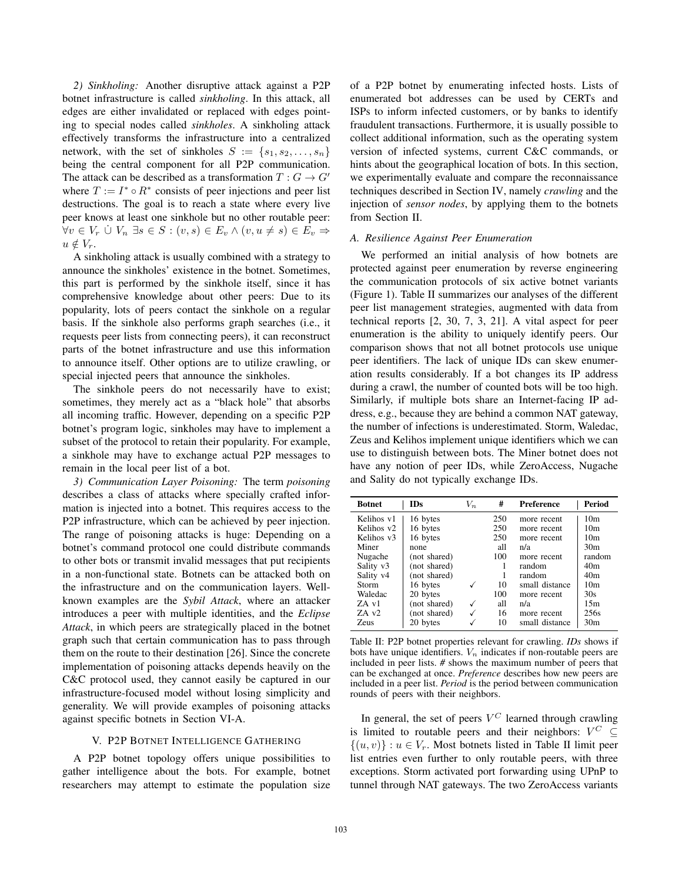*2) Sinkholing:* Another disruptive attack against a P2P botnet infrastructure is called *sinkholing*. In this attack, all edges are either invalidated or replaced with edges pointing to special nodes called *sinkholes*. A sinkholing attack effectively transforms the infrastructure into a centralized network, with the set of sinkholes $S := \{s_1, s_2, \ldots, s_n\}$ being the central component for all P2P communication. The attack can be described as a transformation $T : G \to G'$ where $T := I^* \circ R^*$ consists of peer injections and peer list destructions. The goal is to reach a state where every live peer knows at least one sinkhole but no other routable peer: $\forall v \in V_r \,\dot\cup\, V_n \;\exists s \in S : (v, s) \in E_v \wedge (v, u \neq s) \in E_v \Rightarrow u \notin V_r$.

A sinkholing attack is usually combined with a strategy to announce the sinkholes' existence in the botnet. Sometimes, this part is performed by the sinkhole itself, since it has comprehensive knowledge about other peers: Due to its popularity, lots of peers contact the sinkhole on a regular basis. If the sinkhole also performs graph searches (i.e., it requests peer lists from connecting peers), it can reconstruct parts of the botnet infrastructure and use this information to announce itself. Other options are to utilize crawling, or special injected peers that announce the sinkholes.

The sinkhole peers do not necessarily have to exist; sometimes, they merely act as a "black hole" that absorbs all incoming traffic. However, depending on a specific P2P botnet's program logic, sinkholes may have to implement a subset of the protocol to retain their popularity. For example, a sinkhole may have to exchange actual P2P messages to remain in the local peer list of a bot.

*3) Communication Layer Poisoning:* The term *poisoning* describes a class of attacks where specially crafted information is injected into a botnet. This requires access to the P2P infrastructure, which can be achieved by peer injection. The range of poisoning attacks is huge: Depending on a botnet's command protocol one could distribute commands to other bots or transmit invalid messages that put recipients in a non-functional state. Botnets can be attacked both on the infrastructure and on the communication layers. Well-known examples are the *Sybil Attack*, where an attacker introduces a peer with multiple identities, and the *Eclipse Attack*, in which peers are strategically placed in the botnet graph such that certain communication has to pass through them on the route to their destination [26]. Since the concrete implementation of poisoning attacks depends heavily on the C&C protocol used, they cannot easily be captured in our infrastructure-focused model without losing simplicity and generality. We will provide examples of poisoning attacks against specific botnets in Section VI-A.

## V. P2P Botnet Intelligence Gathering

A P2P botnet topology offers unique possibilities to gather intelligence about the bots. For example, botnet researchers may attempt to estimate the population size of a P2P botnet by enumerating infected hosts. Lists of enumerated bot addresses can be used by CERTs and ISPs to inform infected customers, or by banks to identify fraudulent transactions. Furthermore, it is usually possible to collect additional information, such as the operating system version of infected systems, current C&C commands, or hints about the geographical location of bots. In this section, we experimentally evaluate and compare the reconnaissance techniques described in Section IV, namely *crawling* and the injection of *sensor nodes*, by applying them to the botnets from Section II.

### A. Resilience Against Peer Enumeration

We performed an initial analysis of how botnets are protected against peer enumeration by reverse engineering the communication protocols of six active botnet variants (Figure 1). Table II summarizes our analyses of the different peer list management strategies, augmented with data from technical reports [2, 30, 7, 3, 21]. A vital aspect for peer enumeration is the ability to uniquely identify peers. Our comparison shows that not all botnet protocols use unique peer identifiers. The lack of unique IDs can skew enumeration results considerably. If a bot changes its IP address during a crawl, the number of counted bots will be too high. Similarly, if multiple bots share an Internet-facing IP address, e.g., because they are behind a common NAT gateway, the number of infections is underestimated. Storm, Waledac, Zeus and Kelihos implement unique identifiers which we can use to distinguish between bots. The Miner botnet does not have any notion of peer IDs, while ZeroAccess, Nugache and Sality do not typically exchange IDs.

| Botnet | IDs | $V_n$ | # | Preference | Period |
|---|---|---|---|---|---|
| Kelihos v1 | 16 bytes | | 250 | more recent | 10m |
| Kelihos v2 | 16 bytes | | 250 | more recent | 10m |
| Kelihos v3 | 16 bytes | | 250 | more recent | 10m |
| Miner | none | | all | n/a | 30m |
| Nugache | (not shared) | | 100 | more recent | random |
| Sality v3 | (not shared) | | 1 | random | 40m |
| Sality v4 | (not shared) | | 1 | random | 40m |
| Storm | 16 bytes | ✓ | 10 | small distance | 10m |
| Waledac | 20 bytes | | 100 | more recent | 30s |
| ZA v1 | (not shared) | ✓ | all | n/a | 15m |
| ZA v2 | (not shared) | ✓ | 16 | more recent | 256s |
| Zeus | 20 bytes | ✓ | 10 | small distance | 30m |

Table II: P2P botnet properties relevant for crawling. *IDs* shows if bots have unique identifiers. $V_n$ indicates if non-routable peers are included in peer lists. *#* shows the maximum number of peers that can be exchanged at once. *Preference* describes how new peers are included in a peer list. *Period* is the period between communication rounds of peers with their neighbors.

In general, the set of peers $V^C$ learned through crawling is limited to routable peers and their neighbors: $V^C \subseteq \{(u, v)\} : u \in V_r$. Most botnets listed in Table II limit peer list entries even further to only routable peers, with three exceptions. Storm activated port forwarding using UPnP to tunnel through NAT gateways. The two ZeroAccess variants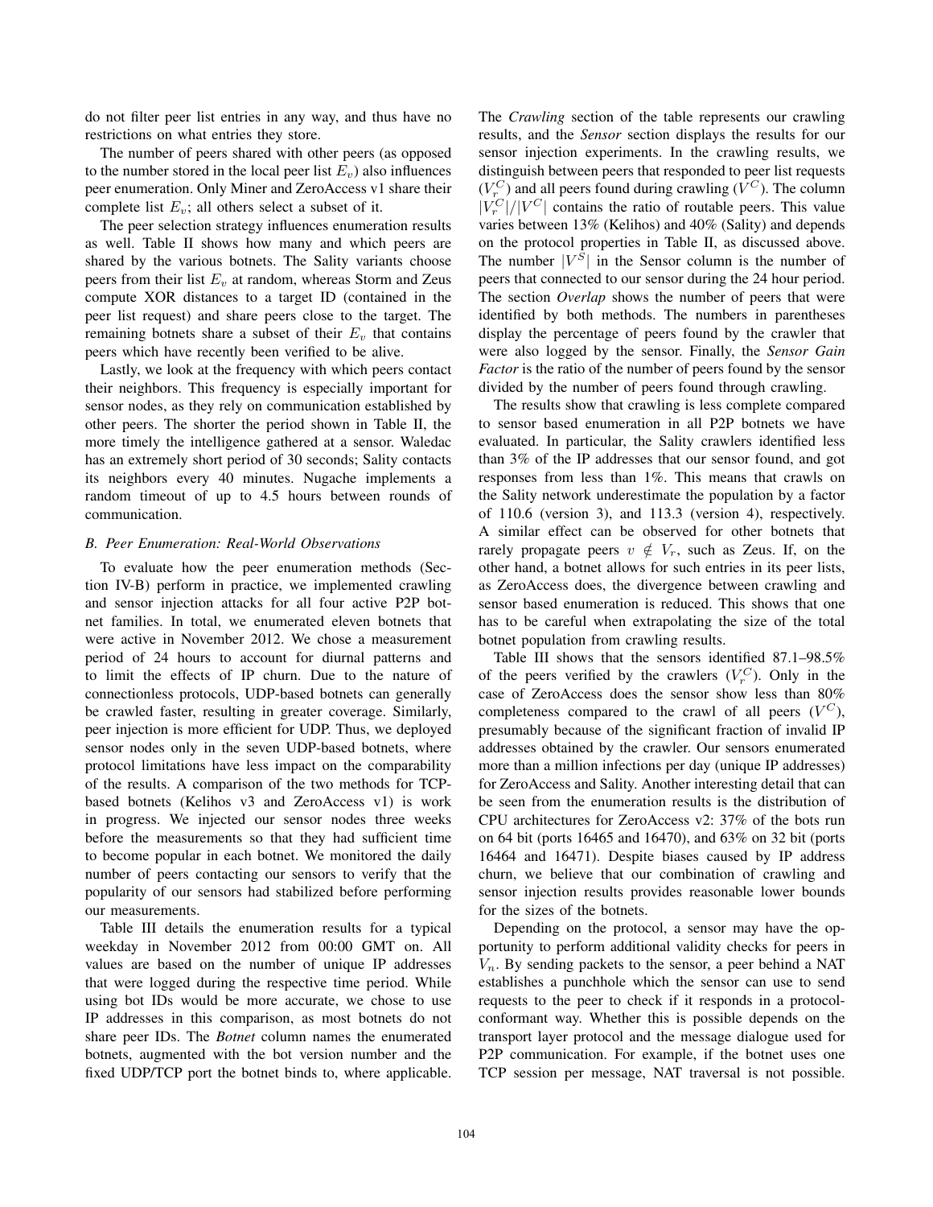do not filter peer list entries in any way, and thus have no restrictions on what entries they store.

The number of peers shared with other peers (as opposed to the number stored in the local peer list $E_v$) also influences peer enumeration. Only Miner and ZeroAccess v1 share their complete list $E_v$; all others select a subset of it.

The peer selection strategy influences enumeration results as well. Table II shows how many and which peers are shared by the various botnets. The Sality variants choose peers from their list $E_v$ at random, whereas Storm and Zeus compute XOR distances to a target ID (contained in the peer list request) and share peers close to the target. The remaining botnets share a subset of their $E_v$ that contains peers which have recently been verified to be alive.

Lastly, we look at the frequency with which peers contact their neighbors. This frequency is especially important for sensor nodes, as they rely on communication established by other peers. The shorter the period shown in Table II, the more timely the intelligence gathered at a sensor. Waledac has an extremely short period of 30 seconds; Sality contacts its neighbors every 40 minutes. Nugache implements a random timeout of up to 4.5 hours between rounds of communication.

### B. Peer Enumeration: Real-World Observations

To evaluate how the peer enumeration methods (Section IV-B) perform in practice, we implemented crawling and sensor injection attacks for all four active P2P botnet families. In total, we enumerated eleven botnets that were active in November 2012. We chose a measurement period of 24 hours to account for diurnal patterns and to limit the effects of IP churn. Due to the nature of connectionless protocols, UDP-based botnets can generally be crawled faster, resulting in greater coverage. Similarly, peer injection is more efficient for UDP. Thus, we deployed sensor nodes only in the seven UDP-based botnets, where protocol limitations have less impact on the comparability of the results. A comparison of the two methods for TCP-based botnets (Kelihos v3 and ZeroAccess v1) is work in progress. We injected our sensor nodes three weeks before the measurements so that they had sufficient time to become popular in each botnet. We monitored the daily number of peers contacting our sensors to verify that the popularity of our sensors had stabilized before performing our measurements.

Table III details the enumeration results for a typical weekday in November 2012 from 00:00 GMT on. All values are based on the number of unique IP addresses that were logged during the respective time period. While using bot IDs would be more accurate, we chose to use IP addresses in this comparison, as most botnets do not share peer IDs. The *Botnet* column names the enumerated botnets, augmented with the bot version number and the fixed UDP/TCP port the botnet binds to, where applicable. The *Crawling* section of the table represents our crawling results, and the *Sensor* section displays the results for our sensor injection experiments. In the crawling results, we distinguish between peers that responded to peer list requests ($V_r^C$) and all peers found during crawling ($V^C$). The column $|V_r^C|/|V^C|$ contains the ratio of routable peers. This value varies between 13% (Kelihos) and 40% (Sality) and depends on the protocol properties in Table II, as discussed above. The number $|V^S|$ in the Sensor column is the number of peers that connected to our sensor during the 24 hour period. The section *Overlap* shows the number of peers that were identified by both methods. The numbers in parentheses display the percentage of peers found by the crawler that were also logged by the sensor. Finally, the *Sensor Gain Factor* is the ratio of the number of peers found by the sensor divided by the number of peers found through crawling.

The results show that crawling is less complete compared to sensor based enumeration in all P2P botnets we have evaluated. In particular, the Sality crawlers identified less than 3% of the IP addresses that our sensor found, and got responses from less than 1%. This means that crawls on the Sality network underestimate the population by a factor of 110.6 (version 3), and 113.3 (version 4), respectively. A similar effect can be observed for other botnets that rarely propagate peers $v \notin V_r$, such as Zeus. If, on the other hand, a botnet allows for such entries in its peer lists, as ZeroAccess does, the divergence between crawling and sensor based enumeration is reduced. This shows that one has to be careful when extrapolating the size of the total botnet population from crawling results.

Table III shows that the sensors identified 87.1–98.5% of the peers verified by the crawlers ($V_r^C$). Only in the case of ZeroAccess does the sensor show less than 80% completeness compared to the crawl of all peers ($V^C$), presumably because of the significant fraction of invalid IP addresses obtained by the crawler. Our sensors enumerated more than a million infections per day (unique IP addresses) for ZeroAccess and Sality. Another interesting detail that can be seen from the enumeration results is the distribution of CPU architectures for ZeroAccess v2: 37% of the bots run on 64 bit (ports 16465 and 16470), and 63% on 32 bit (ports 16464 and 16471). Despite biases caused by IP address churn, we believe that our combination of crawling and sensor injection results provides reasonable lower bounds for the sizes of the botnets.

Depending on the protocol, a sensor may have the opportunity to perform additional validity checks for peers in $V_n$. By sending packets to the sensor, a peer behind a NAT establishes a punchhole which the sensor can use to send requests to the peer to check if it responds in a protocol-conformant way. Whether this is possible depends on the transport layer protocol and the message dialogue used for P2P communication. For example, if the botnet uses one TCP session per message, NAT traversal is not possible.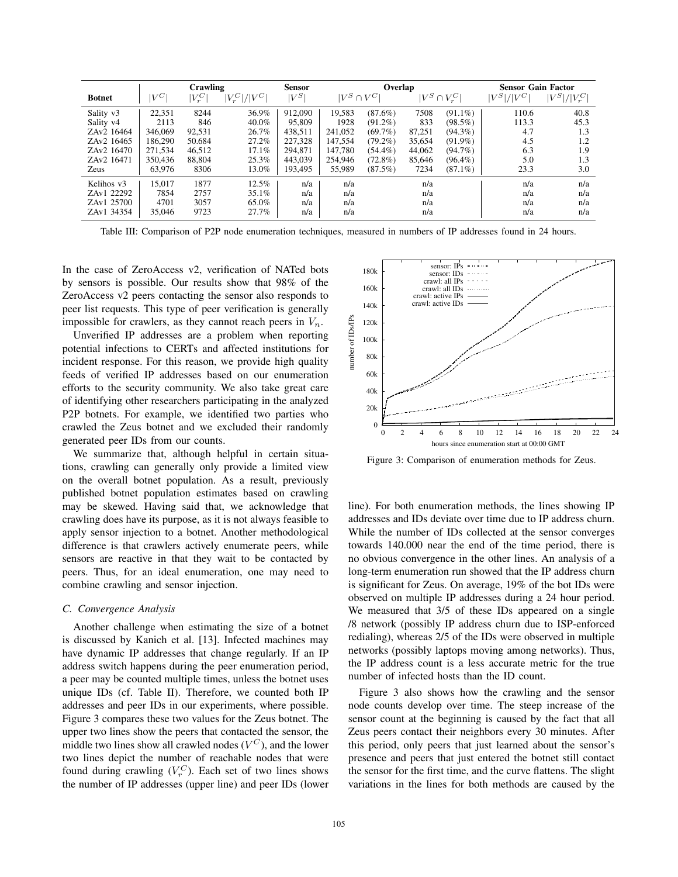| Botnet | Crawling | | | Sensor | Overlap | | | | Sensor Gain Factor | |
|---|---|---|---|---|---|---|---|---|---|---|
| | $\|V^C\|$ | $\|V_r^C\|$ | $\|V_r^C\|/\|V^C\|$ | $\|V^S\|$ | $\|V^S \cap V^C\|$ | | $\|V^S \cap V_r^C\|$ | | $\|V^S\|/\|V^C\|$ | $\|V^S\|/\|V_r^C\|$ |
| Sality v3 | 22,351 | 8244 | 36.9% | 912,090 | 19,583 | (87.6%) | 7508 | (91.1%) | 110.6 | 40.8 |
| Sality v4 | 2113 | 846 | 40.0% | 95,809 | 1928 | (91.2%) | 833 | (98.5%) | 113.3 | 45.3 |
| ZAv2 16464 | 346,069 | 92,531 | 26.7% | 438,511 | 241,052 | (69.7%) | 87,251 | (94.3%) | 4.7 | 1.3 |
| ZAv2 16465 | 186,290 | 50,684 | 27.2% | 227,328 | 147,554 | (79.2%) | 35,654 | (91.9%) | 4.5 | 1.2 |
| ZAv2 16470 | 271,534 | 46,512 | 17.1% | 294,871 | 147,780 | (54.4%) | 44,062 | (94.7%) | 6.3 | 1.9 |
| ZAv2 16471 | 350,436 | 88,804 | 25.3% | 443,039 | 254,946 | (72.8%) | 85,646 | (96.4%) | 5.0 | 1.3 |
| Zeus | 63,976 | 8306 | 13.0% | 193,495 | 55,989 | (87.5%) | 7234 | (87.1%) | 23.3 | 3.0 |
| Kelihos v3 | 15,017 | 1877 | 12.5% | n/a | n/a | | n/a | | n/a | n/a |
| ZAv1 22292 | 7854 | 2757 | 35.1% | n/a | n/a | | n/a | | n/a | n/a |
| ZAv1 25700 | 4701 | 3057 | 65.0% | n/a | n/a | | n/a | | n/a | n/a |
| ZAv1 34354 | 35,046 | 9723 | 27.7% | n/a | n/a | | n/a | | n/a | n/a |

Table III: Comparison of P2P node enumeration techniques, measured in numbers of IP addresses found in 24 hours.

In the case of ZeroAccess v2, verification of NATed bots by sensors is possible. Our results show that 98% of the ZeroAccess v2 peers contacting the sensor also responds to peer list requests. This type of peer verification is generally impossible for crawlers, as they cannot reach peers in $V_n$.

Unverified IP addresses are a problem when reporting potential infections to CERTs and affected institutions for incident response. For this reason, we provide high quality feeds of verified IP addresses based on our enumeration efforts to the security community. We also take great care of identifying other researchers participating in the analyzed P2P botnets. For example, we identified two parties who crawled the Zeus botnet and we excluded their randomly generated peer IDs from our counts.

We summarize that, although helpful in certain situations, crawling can generally only provide a limited view on the overall botnet population. As a result, previously published botnet population estimates based on crawling may be skewed. Having said that, we acknowledge that crawling does have its purpose, as it is not always feasible to apply sensor injection to a botnet. Another methodological difference is that crawlers actively enumerate peers, while sensors are reactive in that they wait to be contacted by peers. Thus, for an ideal enumeration, one may need to combine crawling and sensor injection.

### C. Convergence Analysis

Another challenge when estimating the size of a botnet is discussed by Kanich et al. [13]. Infected machines may have dynamic IP addresses that change regularly. If an IP address switch happens during the peer enumeration period, a peer may be counted multiple times, unless the botnet uses unique IDs (cf. Table II). Therefore, we counted both IP addresses and peer IDs in our experiments, where possible. Figure 3 compares these two values for the Zeus botnet. The upper two lines show the peers that contacted the sensor, the middle two lines show all crawled nodes ($V^C$), and the lower two lines depict the number of reachable nodes that were found during crawling ($V_r^C$). Each set of two lines shows the number of IP addresses (upper line) and peer IDs (lower line). For both enumeration methods, the lines showing IP addresses and IDs deviate over time due to IP address churn. While the number of IDs collected at the sensor converges towards 140.000 near the end of the time period, there is no obvious convergence in the other lines. An analysis of a long-term enumeration run showed that the IP address churn is significant for Zeus. On average, 19% of the bot IDs were observed on multiple IP addresses during a 24 hour period. We measured that 3/5 of these IDs appeared on a single /8 network (possibly IP address churn due to ISP-enforced redialing), whereas 2/5 of the IDs were observed in multiple networks (possibly laptops moving among networks). Thus, the IP address count is a less accurate metric for the true number of infected hosts than the ID count.

Figure 3: Comparison of enumeration methods for Zeus.

Figure 3 also shows how the crawling and the sensor node counts develop over time. The steep increase of the sensor count at the beginning is caused by the fact that all Zeus peers contact their neighbors every 30 minutes. After this period, only peers that just learned about the sensor's presence and peers that just entered the botnet still contact the sensor for the first time, and the curve flattens. The slight variations in the lines for both methods are caused by the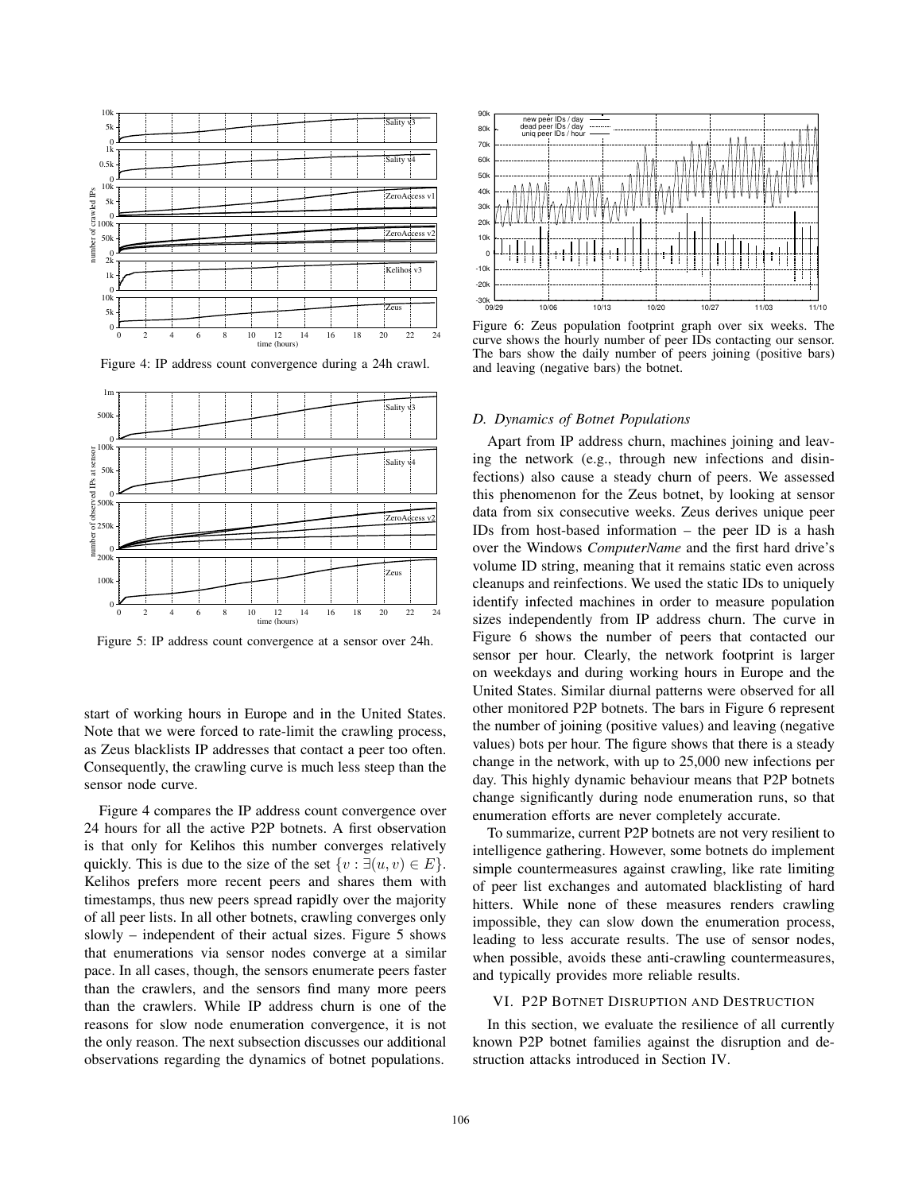Figure 4: IP address count convergence during a 24h crawl.

Figure 5: IP address count convergence at a sensor over 24h.

start of working hours in Europe and in the United States. Note that we were forced to rate-limit the crawling process, as Zeus blacklists IP addresses that contact a peer too often. Consequently, the crawling curve is much less steep than the sensor node curve.

Figure 4 compares the IP address count convergence over 24 hours for all the active P2P botnets. A first observation is that only for Kelihos this number converges relatively quickly. This is due to the size of the set $\{v : \exists(u, v) \in E\}$. Kelihos prefers more recent peers and shares them with timestamps, thus new peers spread rapidly over the majority of all peer lists. In all other botnets, crawling converges only slowly – independent of their actual sizes. Figure 5 shows that enumerations via sensor nodes converge at a similar pace. In all cases, though, the sensors enumerate peers faster than the crawlers, and the sensors find many more peers than the crawlers. While IP address churn is one of the reasons for slow node enumeration convergence, it is not the only reason. The next subsection discusses our additional observations regarding the dynamics of botnet populations.

Figure 6: Zeus population footprint graph over six weeks. The curve shows the hourly number of peer IDs contacting our sensor. The bars show the daily number of peers joining (positive bars) and leaving (negative bars) the botnet.

### D. Dynamics of Botnet Populations

Apart from IP address churn, machines joining and leaving the network (e.g., through new infections and disinfections) also cause a steady churn of peers. We assessed this phenomenon for the Zeus botnet, by looking at sensor data from six consecutive weeks. Zeus derives unique peer IDs from host-based information – the peer ID is a hash over the Windows *ComputerName* and the first hard drive's volume ID string, meaning that it remains static even across cleanups and reinfections. We used the static IDs to uniquely identify infected machines in order to measure population sizes independently from IP address churn. The curve in Figure 6 shows the number of peers that contacted our sensor per hour. Clearly, the network footprint is larger on weekdays and during working hours in Europe and the United States. Similar diurnal patterns were observed for all other monitored P2P botnets. The bars in Figure 6 represent the number of joining (positive values) and leaving (negative values) bots per hour. The figure shows that there is a steady change in the network, with up to 25,000 new infections per day. This highly dynamic behaviour means that P2P botnets change significantly during node enumeration runs, so that enumeration efforts are never completely accurate.

To summarize, current P2P botnets are not very resilient to intelligence gathering. However, some botnets do implement simple countermeasures against crawling, like rate limiting of peer list exchanges and automated blacklisting of hard hitters. While none of these measures renders crawling impossible, they can slow down the enumeration process, leading to less accurate results. The use of sensor nodes, when possible, avoids these anti-crawling countermeasures, and typically provides more reliable results.

## VI. P2P Botnet Disruption and Destruction

In this section, we evaluate the resilience of all currently known P2P botnet families against the disruption and destruction attacks introduced in Section IV.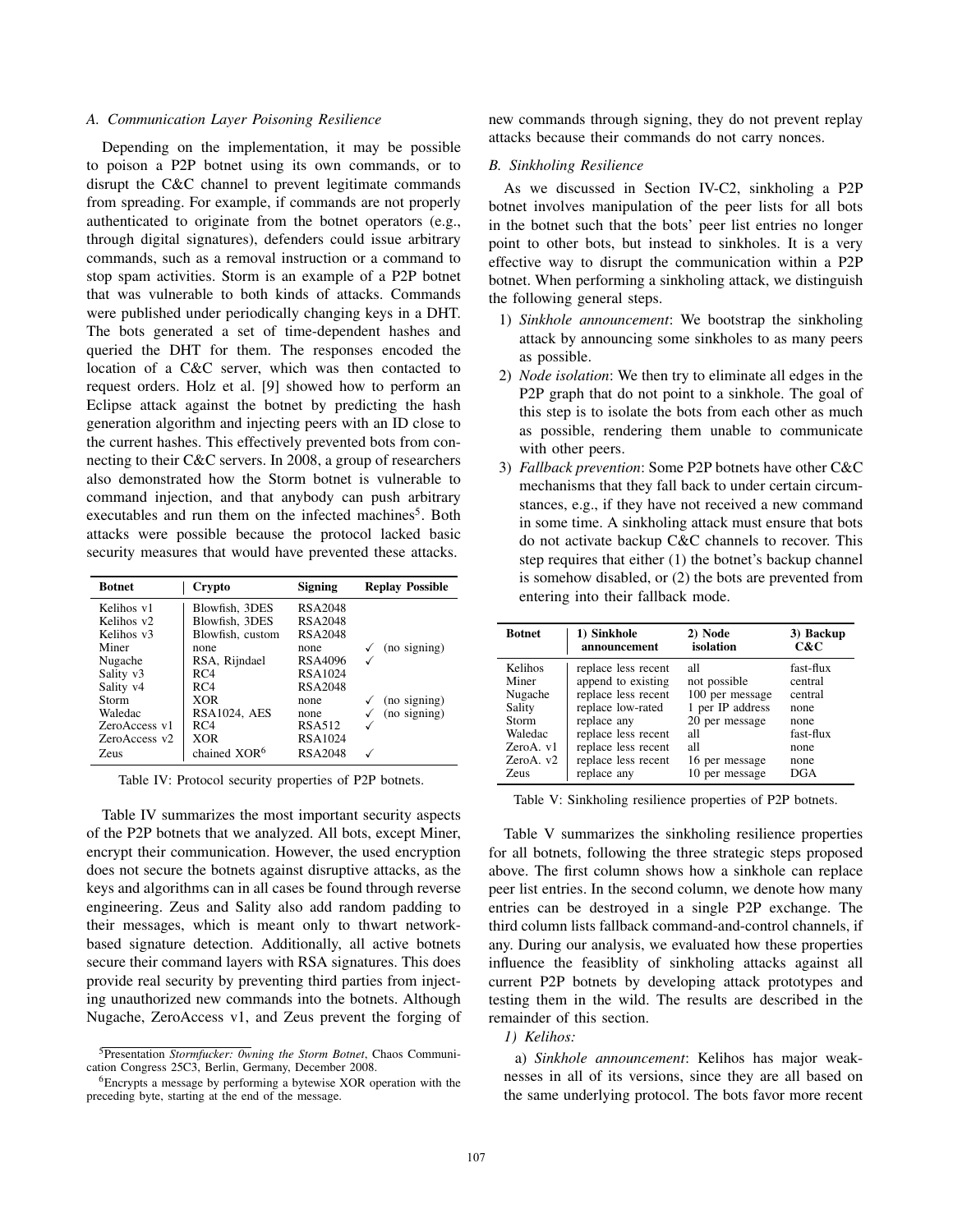### A. Communication Layer Poisoning Resilience

Depending on the implementation, it may be possible to poison a P2P botnet using its own commands, or to disrupt the C&C channel to prevent legitimate commands from spreading. For example, if commands are not properly authenticated to originate from the botnet operators (e.g., through digital signatures), defenders could issue arbitrary commands, such as a removal instruction or a command to stop spam activities. Storm is an example of a P2P botnet that was vulnerable to both kinds of attacks. Commands were published under periodically changing keys in a DHT. The bots generated a set of time-dependent hashes and queried the DHT for them. The responses encoded the location of a C&C server, which was then contacted to request orders. Holz et al. [9] showed how to perform an Eclipse attack against the botnet by predicting the hash generation algorithm and injecting peers with an ID close to the current hashes. This effectively prevented bots from connecting to their C&C servers. In 2008, a group of researchers also demonstrated how the Storm botnet is vulnerable to command injection, and that anybody can push arbitrary executables and run them on the infected machines[5]. Both attacks were possible because the protocol lacked basic security measures that would have prevented these attacks.

| Botnet | Crypto | Signing | Replay Possible |
|---|---|---|---|
| Kelihos v1 | Blowfish, 3DES | RSA2048 | |
| Kelihos v2 | Blowfish, 3DES | RSA2048 | |
| Kelihos v3 | Blowfish, custom | RSA2048 | |
| Miner | none | none | ✓ (no signing) |
| Nugache | RSA, Rijndael | RSA4096 | ✓ |
| Sality v3 | RC4 | RSA1024 | |
| Sality v4 | RC4 | RSA2048 | |
| Storm | XOR | none | ✓ (no signing) |
| Waledac | RSA1024, AES | none | ✓ (no signing) |
| ZeroAccess v1 | RC4 | RSA512 | ✓ |
| ZeroAccess v2 | XOR | RSA1024 | |
| Zeus | chained XOR[6] | RSA2048 | ✓ |

Table IV: Protocol security properties of P2P botnets.

Table IV summarizes the most important security aspects of the P2P botnets that we analyzed. All bots, except Miner, encrypt their communication. However, the used encryption does not secure the botnets against disruptive attacks, as the keys and algorithms can in all cases be found through reverse engineering. Zeus and Sality also add random padding to their messages, which is meant only to thwart network-based signature detection. Additionally, all active botnets secure their command layers with RSA signatures. This does provide real security by preventing third parties from injecting unauthorized new commands into the botnets. Although Nugache, ZeroAccess v1, and Zeus prevent the forging of new commands through signing, they do not prevent replay attacks because their commands do not carry nonces.

### B. Sinkholing Resilience

As we discussed in Section IV-C2, sinkholing a P2P botnet involves manipulation of the peer lists for all bots in the botnet such that the bots' peer list entries no longer point to other bots, but instead to sinkholes. It is a very effective way to disrupt the communication within a P2P botnet. When performing a sinkholing attack, we distinguish the following general steps.

1) *Sinkhole announcement*: We bootstrap the sinkholing attack by announcing some sinkholes to as many peers as possible.
2) *Node isolation*: We then try to eliminate all edges in the P2P graph that do not point to a sinkhole. The goal of this step is to isolate the bots from each other as much as possible, rendering them unable to communicate with other peers.
3) *Fallback prevention*: Some P2P botnets have other C&C mechanisms that they fall back to under certain circumstances, e.g., if they have not received a new command in some time. A sinkholing attack must ensure that bots do not activate backup C&C channels to recover. This step requires that either (1) the botnet's backup channel is somehow disabled, or (2) the bots are prevented from entering into their fallback mode.

| Botnet | 1) Sinkhole announcement | 2) Node isolation | 3) Backup C&C |
|---|---|---|---|
| Kelihos | replace less recent | all | fast-flux |
| Miner | append to existing | not possible | central |
| Nugache | replace less recent | 100 per message | central |
| Sality | replace low-rated | 1 per IP address | none |
| Storm | replace any | 20 per message | none |
| Waledac | replace less recent | all | fast-flux |
| ZeroA. v1 | replace less recent | all | none |
| ZeroA. v2 | replace less recent | 16 per message | none |
| Zeus | replace any | 10 per message | DGA |

Table V: Sinkholing resilience properties of P2P botnets.

Table V summarizes the sinkholing resilience properties for all botnets, following the three strategic steps proposed above. The first column shows how a sinkhole can replace peer list entries. In the second column, we denote how many entries can be destroyed in a single P2P exchange. The third column lists fallback command-and-control channels, if any. During our analysis, we evaluated how these properties influence the feasiblity of sinkholing attacks against all current P2P botnets by developing attack prototypes and testing them in the wild. The results are described in the remainder of this section.

*1) Kelihos:*

a) *Sinkhole announcement*: Kelihos has major weaknesses in all of its versions, since they are all based on the same underlying protocol. The bots favor more recent

[5]Presentation *Stormfucker: 0wning the Storm Botnet*, Chaos Communication Congress 25C3, Berlin, Germany, December 2008.

[6]Encrypts a message by performing a bytewise XOR operation with the preceding byte, starting at the end of the message.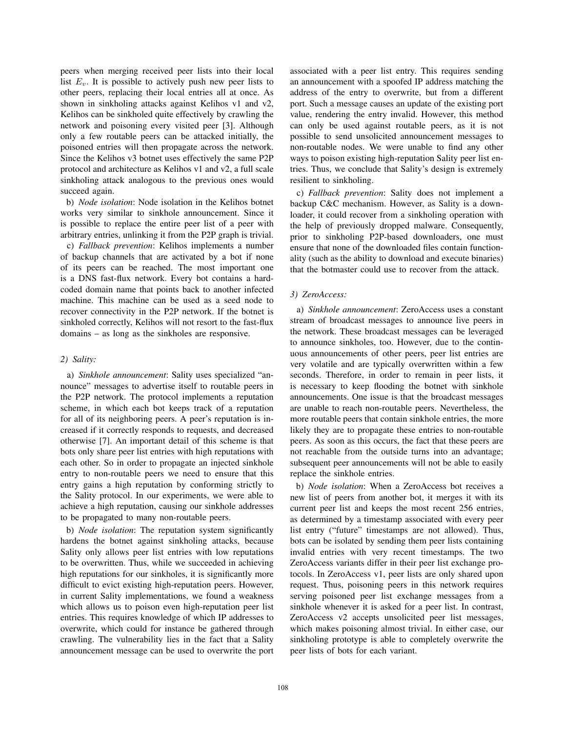peers when merging received peer lists into their local list $E_v$. It is possible to actively push new peer lists to other peers, replacing their local entries all at once. As shown in sinkholing attacks against Kelihos v1 and v2, Kelihos can be sinkholed quite effectively by crawling the network and poisoning every visited peer [3]. Although only a few routable peers can be attacked initially, the poisoned entries will then propagate across the network. Since the Kelihos v3 botnet uses effectively the same P2P protocol and architecture as Kelihos v1 and v2, a full scale sinkholing attack analogous to the previous ones would succeed again.

b) *Node isolation*: Node isolation in the Kelihos botnet works very similar to sinkhole announcement. Since it is possible to replace the entire peer list of a peer with arbitrary entries, unlinking it from the P2P graph is trivial.

c) *Fallback prevention*: Kelihos implements a number of backup channels that are activated by a bot if none of its peers can be reached. The most important one is a DNS fast-flux network. Every bot contains a hard-coded domain name that points back to another infected machine. This machine can be used as a seed node to recover connectivity in the P2P network. If the botnet is sinkholed correctly, Kelihos will not resort to the fast-flux domains – as long as the sinkholes are responsive.

#### 2) Sality:

a) *Sinkhole announcement*: Sality uses specialized "announce" messages to advertise itself to routable peers in the P2P network. The protocol implements a reputation scheme, in which each bot keeps track of a reputation for all of its neighboring peers. A peer's reputation is increased if it correctly responds to requests, and decreased otherwise [7]. An important detail of this scheme is that bots only share peer list entries with high reputations with each other. So in order to propagate an injected sinkhole entry to non-routable peers we need to ensure that this entry gains a high reputation by conforming strictly to the Sality protocol. In our experiments, we were able to achieve a high reputation, causing our sinkhole addresses to be propagated to many non-routable peers.

b) *Node isolation*: The reputation system significantly hardens the botnet against sinkholing attacks, because Sality only allows peer list entries with low reputations to be overwritten. Thus, while we succeeded in achieving high reputations for our sinkholes, it is significantly more difficult to evict existing high-reputation peers. However, in current Sality implementations, we found a weakness which allows us to poison even high-reputation peer list entries. This requires knowledge of which IP addresses to overwrite, which could for instance be gathered through crawling. The vulnerability lies in the fact that a Sality announcement message can be used to overwrite the port associated with a peer list entry. This requires sending an announcement with a spoofed IP address matching the address of the entry to overwrite, but from a different port. Such a message causes an update of the existing port value, rendering the entry invalid. However, this method can only be used against routable peers, as it is not possible to send unsolicited announcement messages to non-routable nodes. We were unable to find any other ways to poison existing high-reputation Sality peer list entries. Thus, we conclude that Sality's design is extremely resilient to sinkholing.

c) *Fallback prevention*: Sality does not implement a backup C&C mechanism. However, as Sality is a downloader, it could recover from a sinkholing operation with the help of previously dropped malware. Consequently, prior to sinkholing P2P-based downloaders, one must ensure that none of the downloaded files contain functionality (such as the ability to download and execute binaries) that the botmaster could use to recover from the attack.

#### 3) ZeroAccess:

a) *Sinkhole announcement*: ZeroAccess uses a constant stream of broadcast messages to announce live peers in the network. These broadcast messages can be leveraged to announce sinkholes, too. However, due to the continuous announcements of other peers, peer list entries are very volatile and are typically overwritten within a few seconds. Therefore, in order to remain in peer lists, it is necessary to keep flooding the botnet with sinkhole announcements. One issue is that the broadcast messages are unable to reach non-routable peers. Nevertheless, the more routable peers that contain sinkhole entries, the more likely they are to propagate these entries to non-routable peers. As soon as this occurs, the fact that these peers are not reachable from the outside turns into an advantage; subsequent peer announcements will not be able to easily replace the sinkhole entries.

b) *Node isolation*: When a ZeroAccess bot receives a new list of peers from another bot, it merges it with its current peer list and keeps the most recent 256 entries, as determined by a timestamp associated with every peer list entry ("future" timestamps are not allowed). Thus, bots can be isolated by sending them peer lists containing invalid entries with very recent timestamps. The two ZeroAccess variants differ in their peer list exchange protocols. In ZeroAccess v1, peer lists are only shared upon request. Thus, poisoning peers in this network requires serving poisoned peer list exchange messages from a sinkhole whenever it is asked for a peer list. In contrast, ZeroAccess v2 accepts unsolicited peer list messages, which makes poisoning almost trivial. In either case, our sinkholing prototype is able to completely overwrite the peer lists of bots for each variant.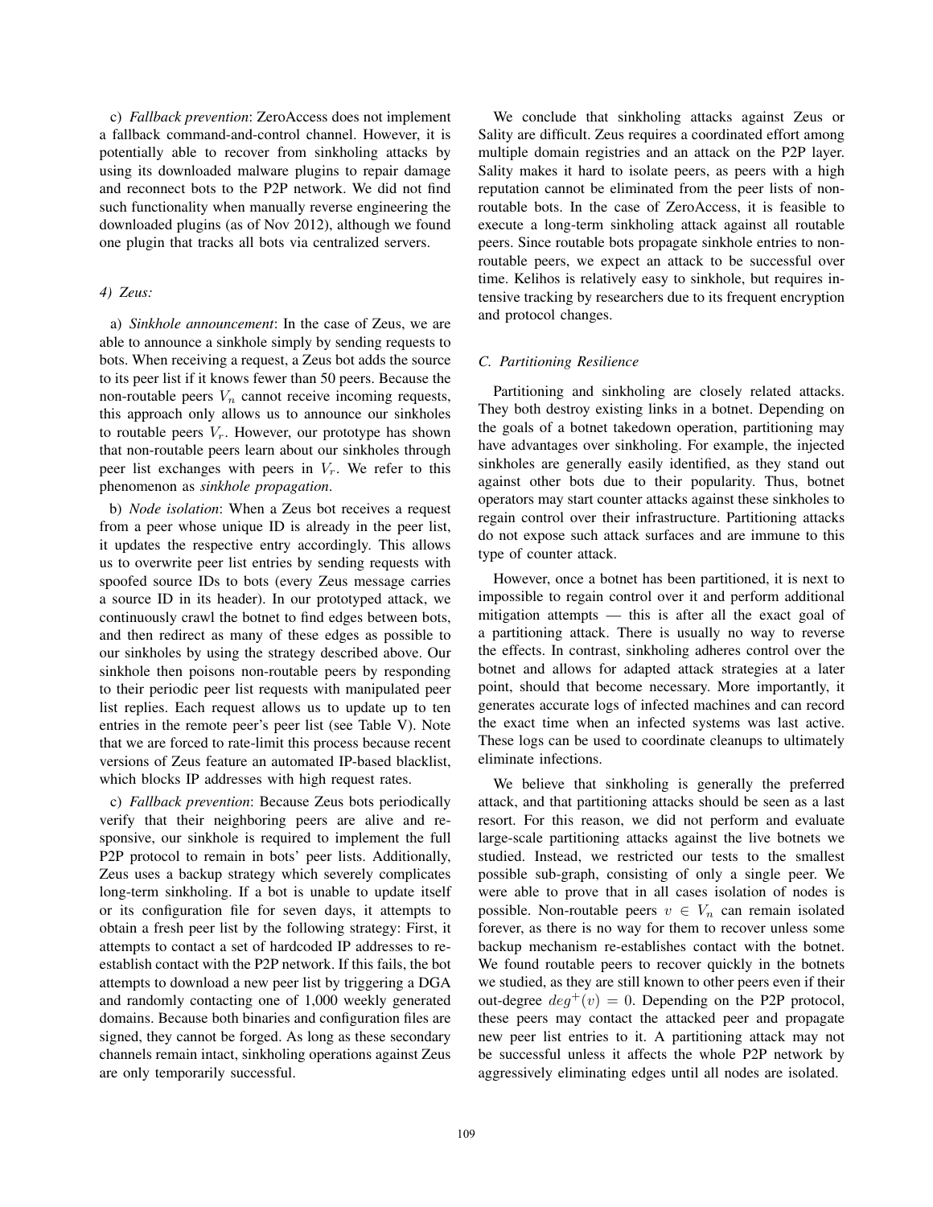c) *Fallback prevention*: ZeroAccess does not implement a fallback command-and-control channel. However, it is potentially able to recover from sinkholing attacks by using its downloaded malware plugins to repair damage and reconnect bots to the P2P network. We did not find such functionality when manually reverse engineering the downloaded plugins (as of Nov 2012), although we found one plugin that tracks all bots via centralized servers.

#### 4) Zeus:

a) *Sinkhole announcement*: In the case of Zeus, we are able to announce a sinkhole simply by sending requests to bots. When receiving a request, a Zeus bot adds the source to its peer list if it knows fewer than 50 peers. Because the non-routable peers $V_n$ cannot receive incoming requests, this approach only allows us to announce our sinkholes to routable peers $V_r$. However, our prototype has shown that non-routable peers learn about our sinkholes through peer list exchanges with peers in $V_r$. We refer to this phenomenon as *sinkhole propagation*.

b) *Node isolation*: When a Zeus bot receives a request from a peer whose unique ID is already in the peer list, it updates the respective entry accordingly. This allows us to overwrite peer list entries by sending requests with spoofed source IDs to bots (every Zeus message carries a source ID in its header). In our prototyped attack, we continuously crawl the botnet to find edges between bots, and then redirect as many of these edges as possible to our sinkholes by using the strategy described above. Our sinkhole then poisons non-routable peers by responding to their periodic peer list requests with manipulated peer list replies. Each request allows us to update up to ten entries in the remote peer's peer list (see Table V). Note that we are forced to rate-limit this process because recent versions of Zeus feature an automated IP-based blacklist, which blocks IP addresses with high request rates.

c) *Fallback prevention*: Because Zeus bots periodically verify that their neighboring peers are alive and responsive, our sinkhole is required to implement the full P2P protocol to remain in bots' peer lists. Additionally, Zeus uses a backup strategy which severely complicates long-term sinkholing. If a bot is unable to update itself or its configuration file for seven days, it attempts to obtain a fresh peer list by the following strategy: First, it attempts to contact a set of hardcoded IP addresses to re-establish contact with the P2P network. If this fails, the bot attempts to download a new peer list by triggering a DGA and randomly contacting one of 1,000 weekly generated domains. Because both binaries and configuration files are signed, they cannot be forged. As long as these secondary channels remain intact, sinkholing operations against Zeus are only temporarily successful.

We conclude that sinkholing attacks against Zeus or Sality are difficult. Zeus requires a coordinated effort among multiple domain registries and an attack on the P2P layer. Sality makes it hard to isolate peers, as peers with a high reputation cannot be eliminated from the peer lists of non-routable bots. In the case of ZeroAccess, it is feasible to execute a long-term sinkholing attack against all routable peers. Since routable bots propagate sinkhole entries to non-routable peers, we expect an attack to be successful over time. Kelihos is relatively easy to sinkhole, but requires intensive tracking by researchers due to its frequent encryption and protocol changes.

### C. Partitioning Resilience

Partitioning and sinkholing are closely related attacks. They both destroy existing links in a botnet. Depending on the goals of a botnet takedown operation, partitioning may have advantages over sinkholing. For example, the injected sinkholes are generally easily identified, as they stand out against other bots due to their popularity. Thus, botnet operators may start counter attacks against these sinkholes to regain control over their infrastructure. Partitioning attacks do not expose such attack surfaces and are immune to this type of counter attack.

However, once a botnet has been partitioned, it is next to impossible to regain control over it and perform additional mitigation attempts — this is after all the exact goal of a partitioning attack. There is usually no way to reverse the effects. In contrast, sinkholing adheres control over the botnet and allows for adapted attack strategies at a later point, should that become necessary. More importantly, it generates accurate logs of infected machines and can record the exact time when an infected systems was last active. These logs can be used to coordinate cleanups to ultimately eliminate infections.

We believe that sinkholing is generally the preferred attack, and that partitioning attacks should be seen as a last resort. For this reason, we did not perform and evaluate large-scale partitioning attacks against the live botnets we studied. Instead, we restricted our tests to the smallest possible sub-graph, consisting of only a single peer. We were able to prove that in all cases isolation of nodes is possible. Non-routable peers $v \in V_n$ can remain isolated forever, as there is no way for them to recover unless some backup mechanism re-establishes contact with the botnet. We found routable peers to recover quickly in the botnets we studied, as they are still known to other peers even if their out-degree $deg^+(v) = 0$. Depending on the P2P protocol, these peers may contact the attacked peer and propagate new peer list entries to it. A partitioning attack may not be successful unless it affects the whole P2P network by aggressively eliminating edges until all nodes are isolated.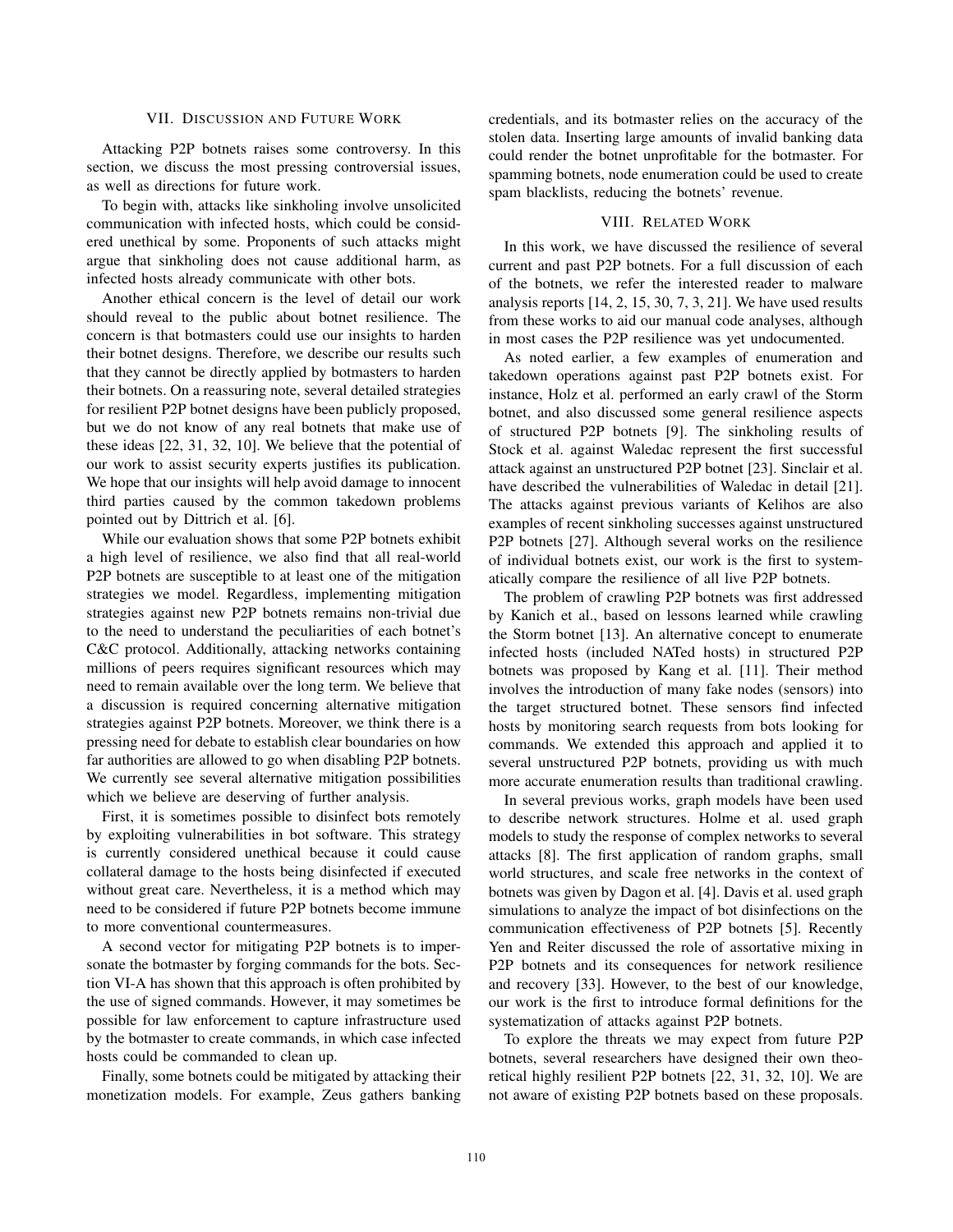## VII. Discussion and Future Work

Attacking P2P botnets raises some controversy. In this section, we discuss the most pressing controversial issues, as well as directions for future work.

To begin with, attacks like sinkholing involve unsolicited communication with infected hosts, which could be considered unethical by some. Proponents of such attacks might argue that sinkholing does not cause additional harm, as infected hosts already communicate with other bots.

Another ethical concern is the level of detail our work should reveal to the public about botnet resilience. The concern is that botmasters could use our insights to harden their botnet designs. Therefore, we describe our results such that they cannot be directly applied by botmasters to harden their botnets. On a reassuring note, several detailed strategies for resilient P2P botnet designs have been publicly proposed, but we do not know of any real botnets that make use of these ideas [22, 31, 32, 10]. We believe that the potential of our work to assist security experts justifies its publication. We hope that our insights will help avoid damage to innocent third parties caused by the common takedown problems pointed out by Dittrich et al. [6].

While our evaluation shows that some P2P botnets exhibit a high level of resilience, we also find that all real-world P2P botnets are susceptible to at least one of the mitigation strategies we model. Regardless, implementing mitigation strategies against new P2P botnets remains non-trivial due to the need to understand the peculiarities of each botnet's C&C protocol. Additionally, attacking networks containing millions of peers requires significant resources which may need to remain available over the long term. We believe that a discussion is required concerning alternative mitigation strategies against P2P botnets. Moreover, we think there is a pressing need for debate to establish clear boundaries on how far authorities are allowed to go when disabling P2P botnets. We currently see several alternative mitigation possibilities which we believe are deserving of further analysis.

First, it is sometimes possible to disinfect bots remotely by exploiting vulnerabilities in bot software. This strategy is currently considered unethical because it could cause collateral damage to the hosts being disinfected if executed without great care. Nevertheless, it is a method which may need to be considered if future P2P botnets become immune to more conventional countermeasures.

A second vector for mitigating P2P botnets is to impersonate the botmaster by forging commands for the bots. Section VI-A has shown that this approach is often prohibited by the use of signed commands. However, it may sometimes be possible for law enforcement to capture infrastructure used by the botmaster to create commands, in which case infected hosts could be commanded to clean up.

Finally, some botnets could be mitigated by attacking their monetization models. For example, Zeus gathers banking credentials, and its botmaster relies on the accuracy of the stolen data. Inserting large amounts of invalid banking data could render the botnet unprofitable for the botmaster. For spamming botnets, node enumeration could be used to create spam blacklists, reducing the botnets' revenue.

## VIII. Related Work

In this work, we have discussed the resilience of several current and past P2P botnets. For a full discussion of each of the botnets, we refer the interested reader to malware analysis reports [14, 2, 15, 30, 7, 3, 21]. We have used results from these works to aid our manual code analyses, although in most cases the P2P resilience was yet undocumented.

As noted earlier, a few examples of enumeration and takedown operations against past P2P botnets exist. For instance, Holz et al. performed an early crawl of the Storm botnet, and also discussed some general resilience aspects of structured P2P botnets [9]. The sinkholing results of Stock et al. against Waledac represent the first successful attack against an unstructured P2P botnet [23]. Sinclair et al. have described the vulnerabilities of Waledac in detail [21]. The attacks against previous variants of Kelihos are also examples of recent sinkholing successes against unstructured P2P botnets [27]. Although several works on the resilience of individual botnets exist, our work is the first to systematically compare the resilience of all live P2P botnets.

The problem of crawling P2P botnets was first addressed by Kanich et al., based on lessons learned while crawling the Storm botnet [13]. An alternative concept to enumerate infected hosts (included NATed hosts) in structured P2P botnets was proposed by Kang et al. [11]. Their method involves the introduction of many fake nodes (sensors) into the target structured botnet. These sensors find infected hosts by monitoring search requests from bots looking for commands. We extended this approach and applied it to several unstructured P2P botnets, providing us with much more accurate enumeration results than traditional crawling.

In several previous works, graph models have been used to describe network structures. Holme et al. used graph models to study the response of complex networks to several attacks [8]. The first application of random graphs, small world structures, and scale free networks in the context of botnets was given by Dagon et al. [4]. Davis et al. used graph simulations to analyze the impact of bot disinfections on the communication effectiveness of P2P botnets [5]. Recently Yen and Reiter discussed the role of assortative mixing in P2P botnets and its consequences for network resilience and recovery [33]. However, to the best of our knowledge, our work is the first to introduce formal definitions for the systematization of attacks against P2P botnets.

To explore the threats we may expect from future P2P botnets, several researchers have designed their own theoretical highly resilient P2P botnets [22, 31, 32, 10]. We are not aware of existing P2P botnets based on these proposals.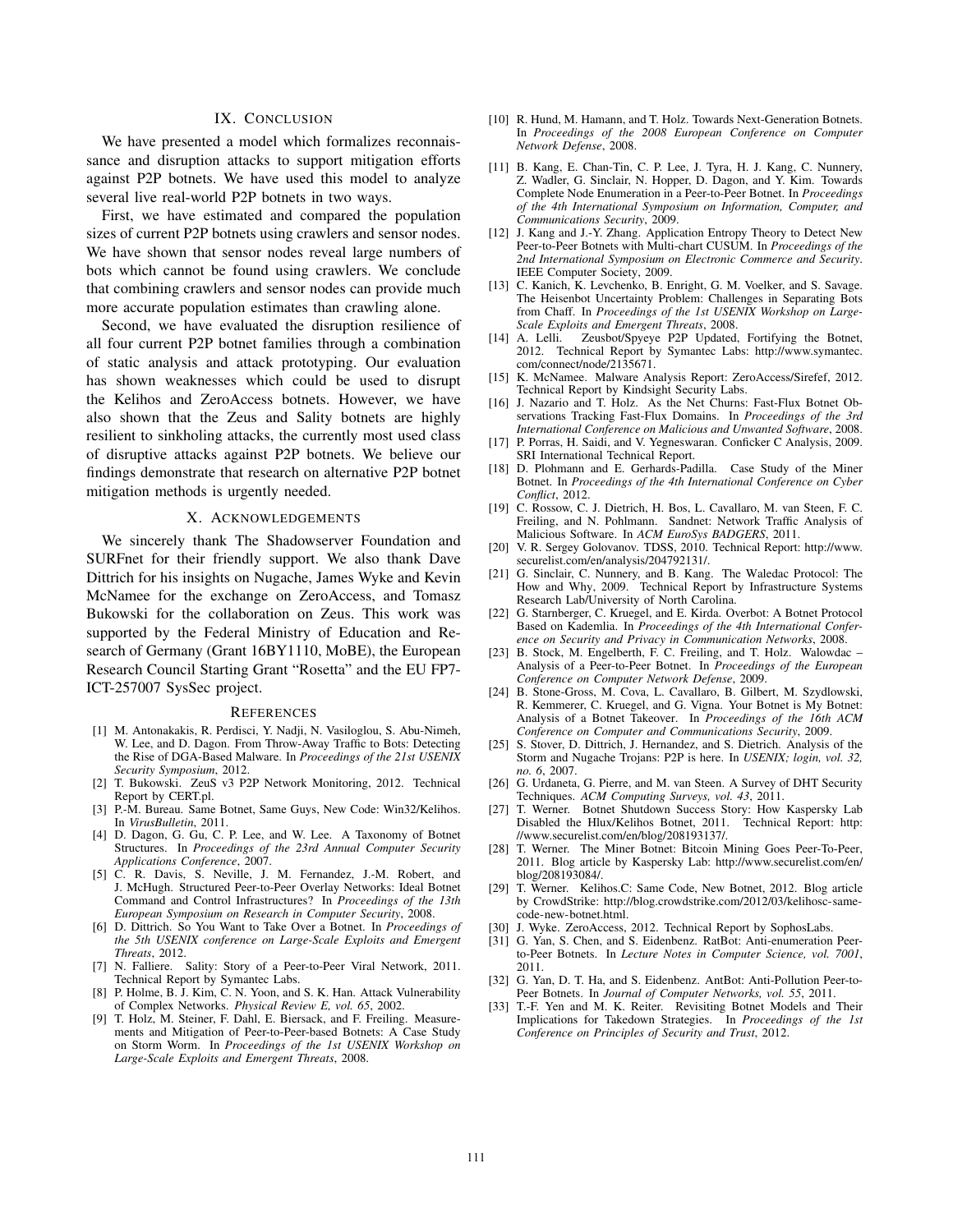## IX. Conclusion

We have presented a model which formalizes reconnaissance and disruption attacks to support mitigation efforts against P2P botnets. We have used this model to analyze several live real-world P2P botnets in two ways.

First, we have estimated and compared the population sizes of current P2P botnets using crawlers and sensor nodes. We have shown that sensor nodes reveal large numbers of bots which cannot be found using crawlers. We conclude that combining crawlers and sensor nodes can provide much more accurate population estimates than crawling alone.

Second, we have evaluated the disruption resilience of all four current P2P botnet families through a combination of static analysis and attack prototyping. Our evaluation has shown weaknesses which could be used to disrupt the Kelihos and ZeroAccess botnets. However, we have also shown that the Zeus and Sality botnets are highly resilient to sinkholing attacks, the currently most used class of disruptive attacks against P2P botnets. We believe our findings demonstrate that research on alternative P2P botnet mitigation methods is urgently needed.

## X. Acknowledgements

We sincerely thank The Shadowserver Foundation and SURFnet for their friendly support. We also thank Dave Dittrich for his insights on Nugache, James Wyke and Kevin McNamee for the exchange on ZeroAccess, and Tomasz Bukowski for the collaboration on Zeus. This work was supported by the Federal Ministry of Education and Research of Germany (Grant 16BY1110, MoBE), the European Research Council Starting Grant "Rosetta" and the EU FP7-ICT-257007 SysSec project.

## References

[1] M. Antonakakis, R. Perdisci, Y. Nadji, N. Vasiloglou, S. Abu-Nimeh, W. Lee, and D. Dagon. From Throw-Away Traffic to Bots: Detecting the Rise of DGA-Based Malware. In *Proceedings of the 21st USENIX Security Symposium*, 2012.

[2] T. Bukowski. ZeuS v3 P2P Network Monitoring, 2012. Technical Report by CERT.pl.

[3] P.-M. Bureau. Same Botnet, Same Guys, New Code: Win32/Kelihos. In *VirusBulletin*, 2011.

[4] D. Dagon, G. Gu, C. P. Lee, and W. Lee. A Taxonomy of Botnet Structures. In *Proceedings of the 23rd Annual Computer Security Applications Conference*, 2007.

[5] C. R. Davis, S. Neville, J. M. Fernandez, J.-M. Robert, and J. McHugh. Structured Peer-to-Peer Overlay Networks: Ideal Botnet Command and Control Infrastructures? In *Proceedings of the 13th European Symposium on Research in Computer Security*, 2008.

[6] D. Dittrich. So You Want to Take Over a Botnet. In *Proceedings of the 5th USENIX conference on Large-Scale Exploits and Emergent Threats*, 2012.

[7] N. Falliere. Sality: Story of a Peer-to-Peer Viral Network, 2011. Technical Report by Symantec Labs.

[8] P. Holme, B. J. Kim, C. N. Yoon, and S. K. Han. Attack Vulnerability of Complex Networks. *Physical Review E, vol. 65*, 2002.

[9] T. Holz, M. Steiner, F. Dahl, E. Biersack, and F. Freiling. Measurements and Mitigation of Peer-to-Peer-based Botnets: A Case Study on Storm Worm. In *Proceedings of the 1st USENIX Workshop on Large-Scale Exploits and Emergent Threats*, 2008.

[10] R. Hund, M. Hamann, and T. Holz. Towards Next-Generation Botnets. In *Proceedings of the 2008 European Conference on Computer Network Defense*, 2008.

[11] B. Kang, E. Chan-Tin, C. P. Lee, J. Tyra, H. J. Kang, C. Nunnery, Z. Wadler, G. Sinclair, N. Hopper, D. Dagon, and Y. Kim. Towards Complete Node Enumeration in a Peer-to-Peer Botnet. In *Proceedings of the 4th International Symposium on Information, Computer, and Communications Security*, 2009.

[12] J. Kang and J.-Y. Zhang. Application Entropy Theory to Detect New Peer-to-Peer Botnets with Multi-chart CUSUM. In *Proceedings of the 2nd International Symposium on Electronic Commerce and Security*. IEEE Computer Society, 2009.

[13] C. Kanich, K. Levchenko, B. Enright, G. M. Voelker, and S. Savage. The Heisenbot Uncertainty Problem: Challenges in Separating Bots from Chaff. In *Proceedings of the 1st USENIX Workshop on Large-Scale Exploits and Emergent Threats*, 2008.

[14] A. Lelli. Zeusbot/Spyeye P2P Updated, Fortifying the Botnet, 2012. Technical Report by Symantec Labs: http://www.symantec.com/connect/node/2135671.

[15] K. McNamee. Malware Analysis Report: ZeroAccess/Sirefef, 2012. Technical Report by Kindsight Security Labs.

[16] J. Nazario and T. Holz. As the Net Churns: Fast-Flux Botnet Observations Tracking Fast-Flux Domains. In *Proceedings of the 3rd International Conference on Malicious and Unwanted Software*, 2008.

[17] P. Porras, H. Saidi, and V. Yegneswaran. Conficker C Analysis, 2009. SRI International Technical Report.

[18] D. Plohmann and E. Gerhards-Padilla. Case Study of the Miner Botnet. In *Proceedings of the 4th International Conference on Cyber Conflict*, 2012.

[19] C. Rossow, C. J. Dietrich, H. Bos, L. Cavallaro, M. van Steen, F. C. Freiling, and N. Pohlmann. Sandnet: Network Traffic Analysis of Malicious Software. In *ACM EuroSys BADGERS*, 2011.

[20] V. R. Sergey Golovanov. TDSS, 2010. Technical Report: http://www.securelist.com/en/analysis/204792131/.

[21] G. Sinclair, C. Nunnery, and B. Kang. The Waledac Protocol: The How and Why, 2009. Technical Report by Infrastructure Systems Research Lab/University of North Carolina.

[22] G. Starnberger, C. Kruegel, and E. Kirda. Overbot: A Botnet Protocol Based on Kademlia. In *Proceedings of the 4th International Conference on Security and Privacy in Communication Networks*, 2008.

[23] B. Stock, M. Engelberth, F. C. Freiling, and T. Holz. Walowdac – Analysis of a Peer-to-Peer Botnet. In *Proceedings of the European Conference on Computer Network Defense*, 2009.

[24] B. Stone-Gross, M. Cova, L. Cavallaro, B. Gilbert, M. Szydlowski, R. Kemmerer, C. Kruegel, and G. Vigna. Your Botnet is My Botnet: Analysis of a Botnet Takeover. In *Proceedings of the 16th ACM Conference on Computer and Communications Security*, 2009.

[25] S. Stover, D. Dittrich, J. Hernandez, and S. Dietrich. Analysis of the Storm and Nugache Trojans: P2P is here. In *USENIX; login, vol. 32, no. 6*, 2007.

[26] G. Urdaneta, G. Pierre, and M. van Steen. A Survey of DHT Security Techniques. *ACM Computing Surveys, vol. 43*, 2011.

[27] T. Werner. Botnet Shutdown Success Story: How Kaspersky Lab Disabled the Hlux/Kelihos Botnet, 2011. Technical Report: http://www.securelist.com/en/blog/208193137/.

[28] T. Werner. The Miner Botnet: Bitcoin Mining Goes Peer-To-Peer, 2011. Blog article by Kaspersky Lab: http://www.securelist.com/en/blog/208193084/.

[29] T. Werner. Kelihos.C: Same Code, New Botnet, 2012. Blog article by CrowdStrike: http://blog.crowdstrike.com/2012/03/kelihosc-same-code-new-botnet.html.

[30] J. Wyke. ZeroAccess, 2012. Technical Report by SophosLabs.

[31] G. Yan, S. Chen, and S. Eidenbenz. RatBot: Anti-enumeration Peer-to-Peer Botnets. In *Lecture Notes in Computer Science, vol. 7001*, 2011.

[32] G. Yan, D. T. Ha, and S. Eidenbenz. AntBot: Anti-Pollution Peer-to-Peer Botnets. In *Journal of Computer Networks, vol. 55*, 2011.

[33] T.-F. Yen and M. K. Reiter. Revisiting Botnet Models and Their Implications for Takedown Strategies. In *Proceedings of the 1st Conference on Principles of Security and Trust*, 2012.